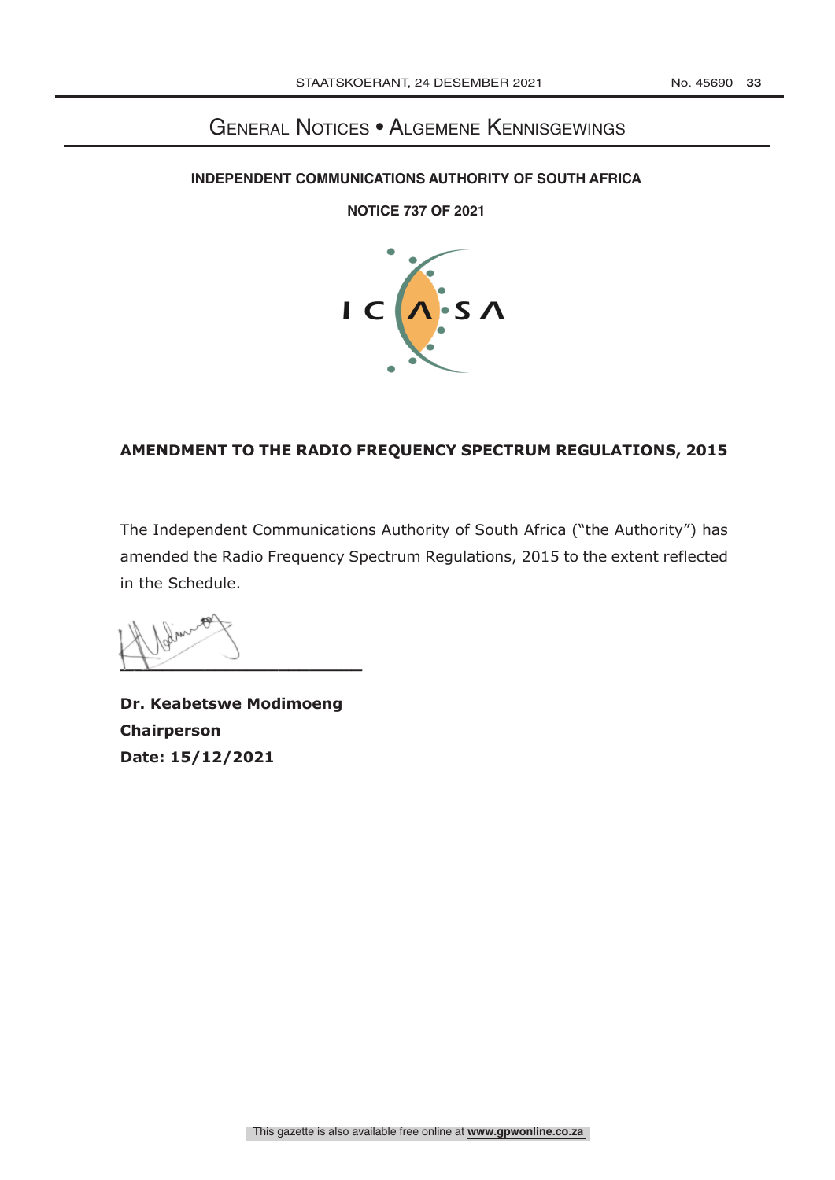# General Notices • Algemene Kennisgewings

**INDEPENDENT COMMUNICATIONS AUTHORITY OF SOUTH AFRICA**

**NOTICE 737 OF 2021**

## AMENDMENT TO THE RADIO FREQUENCY SPECTRUM REGULATIONS, 2015

The Independent Communications Authority of South Africa ("the Authority") has amended the Radio Frequency Spectrum Regulations, 2015 to the extent reflected in the Schedule.

**Dr. Keabetswe Modimoeng**
**Chairperson**
**Date: 15/12/2021**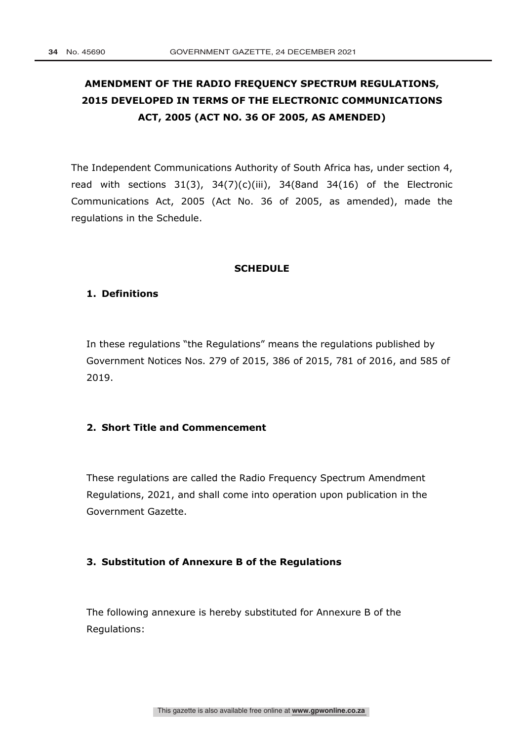# AMENDMENT OF THE RADIO FREQUENCY SPECTRUM REGULATIONS, 2015 DEVELOPED IN TERMS OF THE ELECTRONIC COMMUNICATIONS ACT, 2005 (ACT NO. 36 OF 2005, AS AMENDED)

The Independent Communications Authority of South Africa has, under section 4, read with sections 31(3), 34(7)(c)(iii), 34(8and 34(16) of the Electronic Communications Act, 2005 (Act No. 36 of 2005, as amended), made the regulations in the Schedule.

## SCHEDULE

### 1. Definitions

In these regulations "the Regulations" means the regulations published by Government Notices Nos. 279 of 2015, 386 of 2015, 781 of 2016, and 585 of 2019.

### 2. Short Title and Commencement

These regulations are called the Radio Frequency Spectrum Amendment Regulations, 2021, and shall come into operation upon publication in the Government Gazette.

### 3. Substitution of Annexure B of the Regulations

The following annexure is hereby substituted for Annexure B of the Regulations: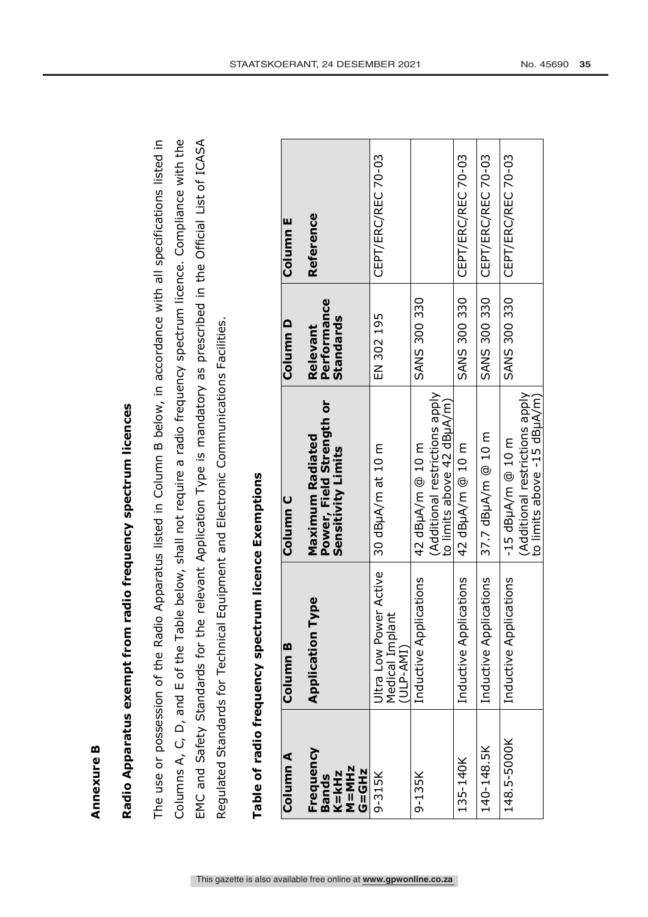**Annexure B**

**Radio Apparatus exempt from radio frequency spectrum licences**

The use or possession of the Radio Apparatus listed in Column B below, in accordance with all specifications listed in Columns A, C, D, and E of the Table below, shall not require a radio frequency spectrum licence. Compliance with the EMC and Safety Standards for the relevant Application Type is mandatory as prescribed in the Official List of ICASA Regulated Standards for Technical Equipment and Electronic Communications Facilities.

**Table of radio frequency spectrum licence Exemptions**

| Column A | Column B | Column C | Column D | Column E |
|---|---|---|---|---|
| **Frequency Bands K=kHz M=MHz G=GHz** | **Application Type** | **Maximum Radiated Power, Field Strength or Sensitivity Limits** | **Relevant Performance Standards** | **Reference** |
| 9-315K | Ultra Low Power Active Medical Implant (ULP-AMI) | 30 dBμA/m at 10 m | EN 302 195 | CEPT/ERC/REC 70-03 |
| 9-135K | Inductive Applications | 42 dBμA/m @ 10 m (Additional restrictions apply to limits above 42 dBμA/m) | SANS 300 330 | |
| 135-140K | Inductive Applications | 42 dBμA/m @ 10 m | SANS 300 330 | CEPT/ERC/REC 70-03 |
| 140-148.5K | Inductive Applications | 37.7 dBμA/m @ 10 m | SANS 300 330 | CEPT/ERC/REC 70-03 |
| 148.5-5000K | Inductive Applications | -15 dBμA/m @ 10 m (Additional restrictions apply to limits above -15 dBμA/m) | SANS 300 330 | CEPT/ERC/REC 70-03 |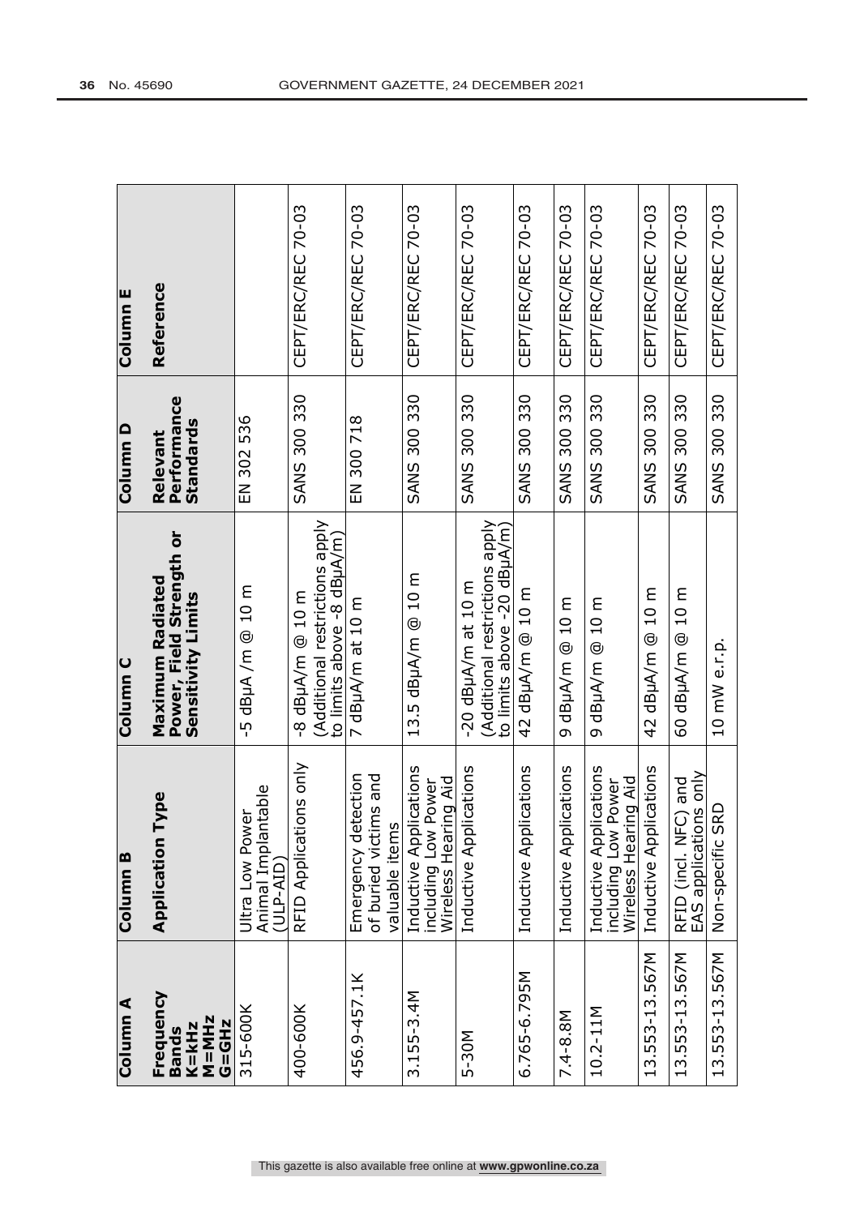| Column A<br><br>Frequency Bands<br>K=kHz<br>M=MHz<br>G=GHz | Column B<br><br>Application Type | Column C<br><br>Maximum Radiated Power, Field Strength or Sensitivity Limits | Column D<br><br>Relevant Performance Standards | Column E<br><br>Reference |
|---|---|---|---|---|
| 315-600K | Ultra Low Power Animal Implantable (ULP-AID) | -5 dBμA /m @ 10 m | EN 302 536 | |
| 400-600K | RFID Applications only | -8 dBμA/m @ 10 m<br>(Additional restrictions apply to limits above -8 dBμA/m) | SANS 300 330 | CEPT/ERC/REC 70-03 |
| 456.9-457.1K | Emergency detection of buried victims and valuable items | 7 dBμA/m at 10 m | EN 300 718 | CEPT/ERC/REC 70-03 |
| 3.155-3.4M | Inductive Applications including Low Power Wireless Hearing Aid | 13.5 dBμA/m @ 10 m | SANS 300 330 | CEPT/ERC/REC 70-03 |
| 5-30M | Inductive Applications | -20 dBμA/m at 10 m<br>(Additional restrictions apply to limits above -20 dBμA/m) | SANS 300 330 | CEPT/ERC/REC 70-03 |
| 6.765-6.795M | Inductive Applications | 42 dBμA/m @ 10 m | SANS 300 330 | CEPT/ERC/REC 70-03 |
| 7.4-8.8M | Inductive Applications | 9 dBμA/m @ 10 m | SANS 300 330 | CEPT/ERC/REC 70-03 |
| 10.2-11M | Inductive Applications including Low Power Wireless Hearing Aid | 9 dBμA/m @ 10 m | SANS 300 330 | CEPT/ERC/REC 70-03 |
| 13.553-13.567M | Inductive Applications | 42 dBμA/m @ 10 m | SANS 300 330 | CEPT/ERC/REC 70-03 |
| 13.553-13.567M | RFID (incl. NFC) and EAS applications only | 60 dBμA/m @ 10 m | SANS 300 330 | CEPT/ERC/REC 70-03 |
| 13.553-13.567M | Non-specific SRD | 10 mW e.r.p. | SANS 300 330 | CEPT/ERC/REC 70-03 |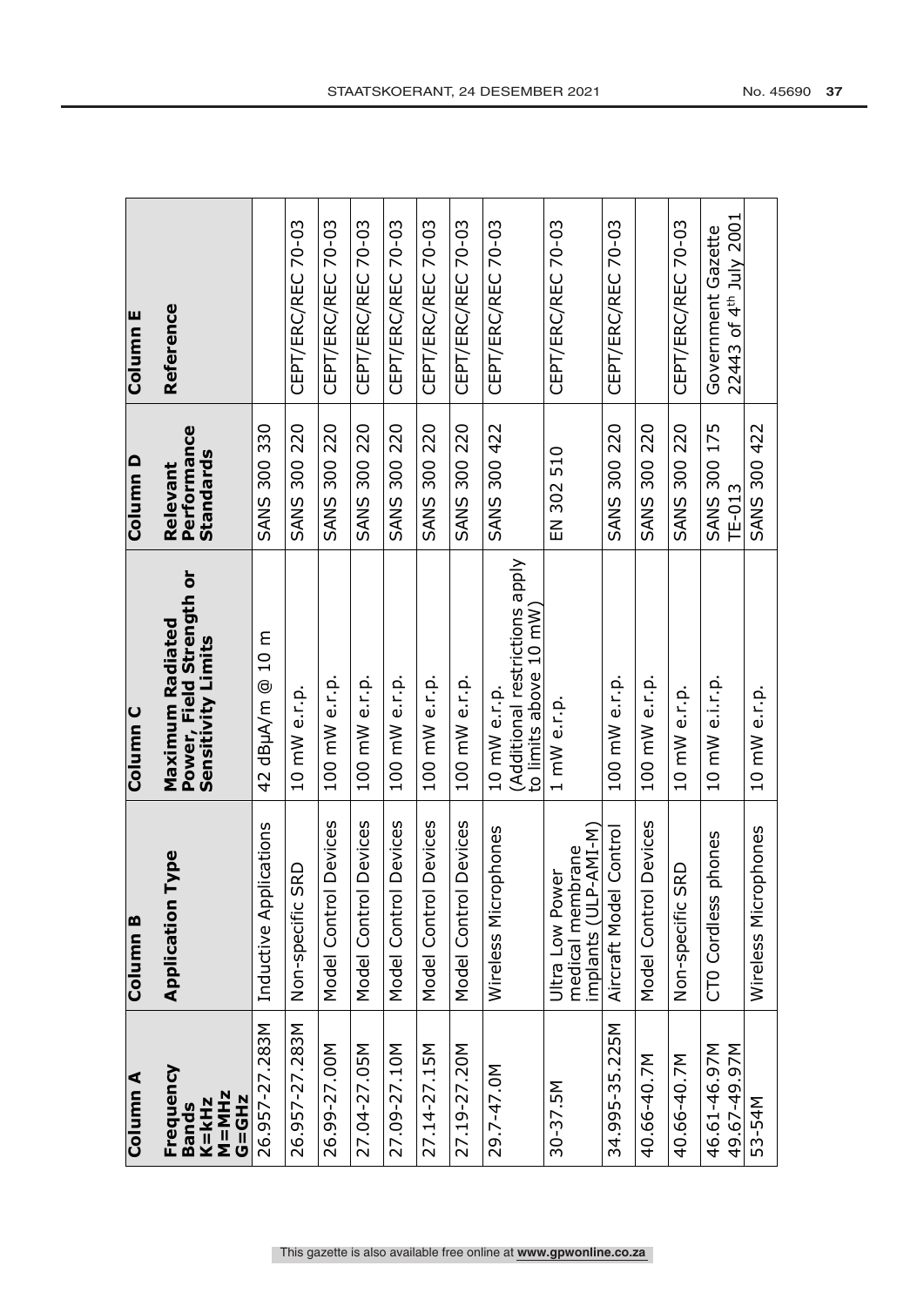| Column A<br>Frequency Bands<br>K=kHz<br>M=MHz<br>G=GHz | Column B<br>Application Type | Column C<br>Maximum Radiated Power, Field Strength or Sensitivity Limits | Column D<br>Relevant Performance Standards | Column E<br>Reference |
|---|---|---|---|---|
| 26.957-27.283M | Inductive Applications | 42 dBµA/m @ 10 m | SANS 300 330 | |
| 26.957-27.283M | Non-specific SRD | 10 mW e.r.p. | SANS 300 220 | CEPT/ERC/REC 70-03 |
| 26.99-27.00M | Model Control Devices | 100 mW e.r.p. | SANS 300 220 | CEPT/ERC/REC 70-03 |
| 27.04-27.05M | Model Control Devices | 100 mW e.r.p. | SANS 300 220 | CEPT/ERC/REC 70-03 |
| 27.09-27.10M | Model Control Devices | 100 mW e.r.p. | SANS 300 220 | CEPT/ERC/REC 70-03 |
| 27.14-27.15M | Model Control Devices | 100 mW e.r.p. | SANS 300 220 | CEPT/ERC/REC 70-03 |
| 27.19-27.20M | Model Control Devices | 100 mW e.r.p. | SANS 300 220 | CEPT/ERC/REC 70-03 |
| 29.7-47.0M | Wireless Microphones | 10 mW e.r.p. (Additional restrictions apply to limits above 10 mW) | SANS 300 422 | CEPT/ERC/REC 70-03 |
| 30-37.5M | Ultra Low Power medical membrane implants (ULP-AMI-M) | 1 mW e.r.p. | EN 302 510 | CEPT/ERC/REC 70-03 |
| 34.995-35.225M | Aircraft Model Control | 100 mW e.r.p. | SANS 300 220 | CEPT/ERC/REC 70-03 |
| 40.66-40.7M | Model Control Devices | 100 mW e.r.p. | SANS 300 220 | |
| 40.66-40.7M | Non-specific SRD | 10 mW e.r.p. | SANS 300 220 | CEPT/ERC/REC 70-03 |
| 46.61-46.97M<br>49.67-49.97M | CT0 Cordless phones | 10 mW e.i.r.p. | SANS 300 175<br>TE-013 | Government Gazette 22443 of 4th July 2001 |
| 53-54M | Wireless Microphones | 10 mW e.r.p. | SANS 300 422 | |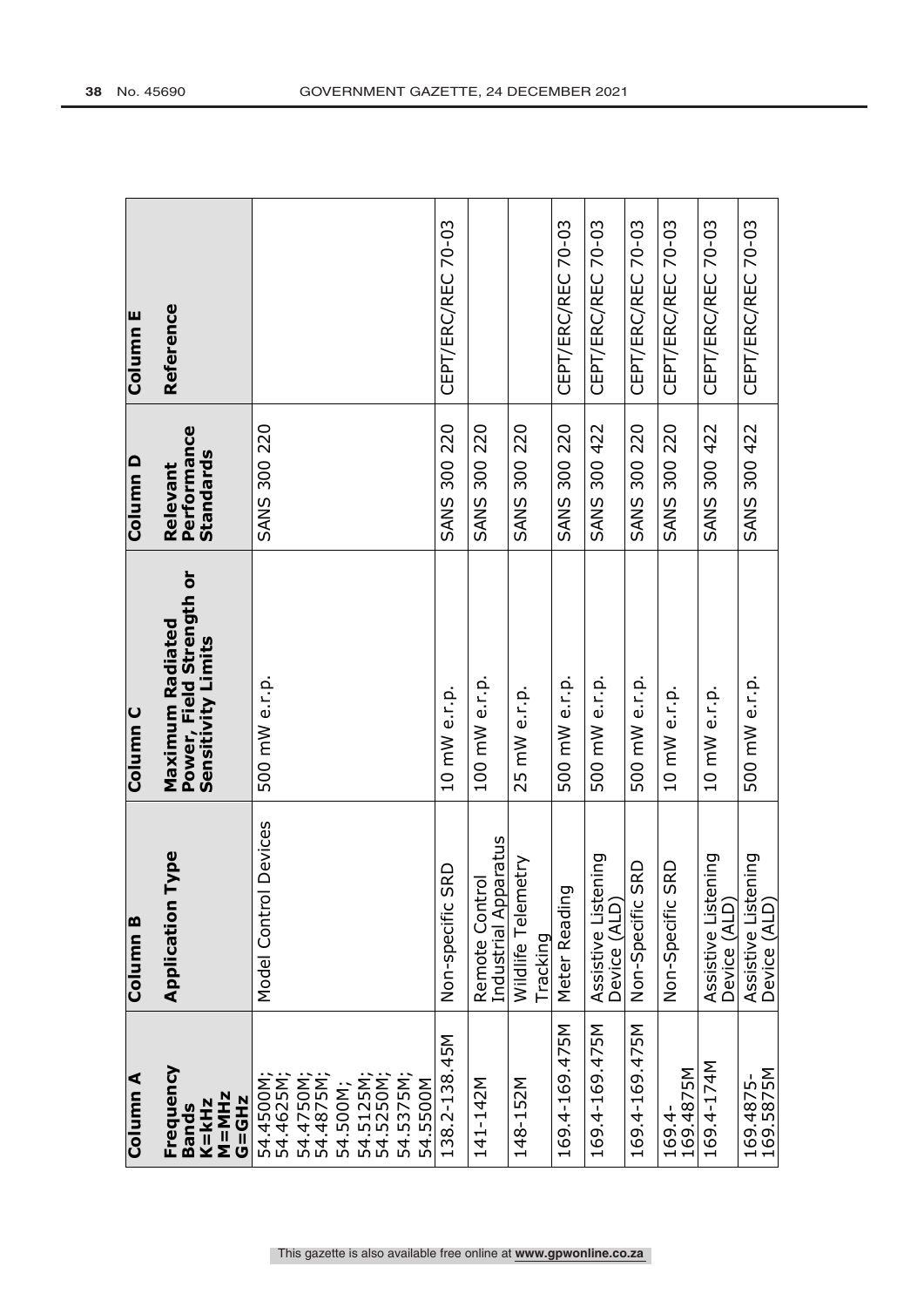| Column A | Column B | Column C | Column D | Column E |
|---|---|---|---|---|
| Frequency Bands K=kHz M=MHz G=GHz | Application Type | Maximum Radiated Power, Field Strength or Sensitivity Limits | Relevant Performance Standards | Reference |
| 54.4500M; 54.4625M; 54.4750M; 54.4875M; 54.500M; 54.5125M; 54.5250M; 54.5375M; 54.5500M | Model Control Devices | 500 mW e.r.p. | SANS 300 220 | |
| 138.2-138.45M | Non-specific SRD | 10 mW e.r.p. | SANS 300 220 | CEPT/ERC/REC 70-03 |
| 141-142M | Remote Control Industrial Apparatus | 100 mW e.r.p. | SANS 300 220 | |
| 148-152M | Wildlife Telemetry Tracking | 25 mW e.r.p. | SANS 300 220 | |
| 169.4-169.475M | Meter Reading | 500 mW e.r.p. | SANS 300 220 | CEPT/ERC/REC 70-03 |
| 169.4-169.475M | Assistive Listening Device (ALD) | 500 mW e.r.p. | SANS 300 422 | CEPT/ERC/REC 70-03 |
| 169.4-169.475M | Non-Specific SRD | 500 mW e.r.p. | SANS 300 220 | CEPT/ERC/REC 70-03 |
| 169.4-169.4875M | Non-Specific SRD | 10 mW e.r.p. | SANS 300 220 | CEPT/ERC/REC 70-03 |
| 169.4-174M | Assistive Listening Device (ALD) | 10 mW e.r.p. | SANS 300 422 | CEPT/ERC/REC 70-03 |
| 169.4875-169.5875M | Assistive Listening Device (ALD) | 500 mW e.r.p. | SANS 300 422 | CEPT/ERC/REC 70-03 |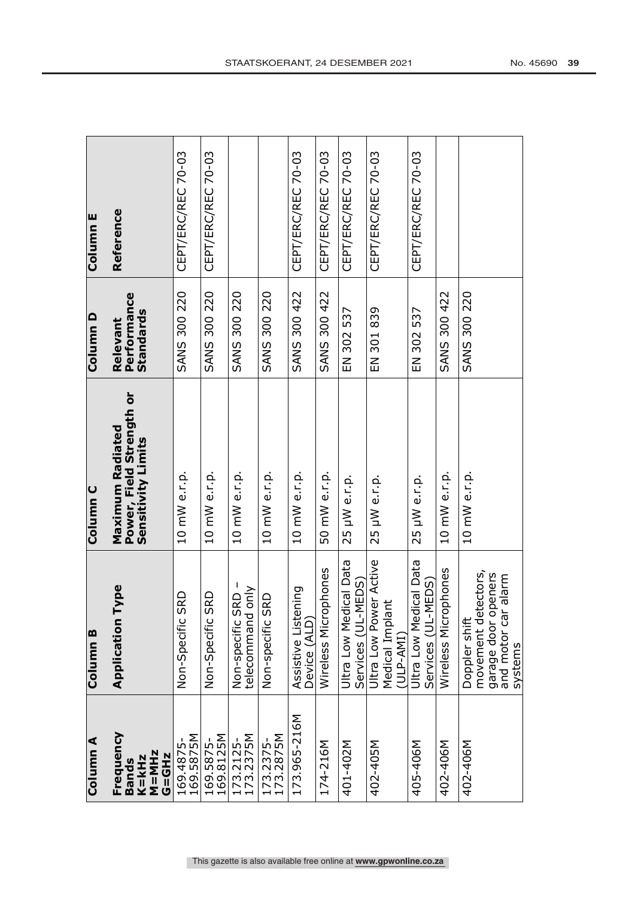| Column A | Column B | Column C | Column D | Column E |
|---|---|---|---|---|
| Frequency Bands K=kHz M=MHz G=GHz | Application Type | Maximum Radiated Power, Field Strength or Sensitivity Limits | Relevant Performance Standards | Reference |
| 169.4875-169.5875M | Non-Specific SRD | 10 mW e.r.p. | SANS 300 220 | CEPT/ERC/REC 70-03 |
| 169.5875-169.8125M | Non-Specific SRD | 10 mW e.r.p. | SANS 300 220 | CEPT/ERC/REC 70-03 |
| 173.2125-173.2375M | Non-specific SRD – telecommand only | 10 mW e.r.p. | SANS 300 220 | |
| 173.2375-173.2875M | Non-specific SRD | 10 mW e.r.p. | SANS 300 220 | |
| 173.965-216M | Assistive Listening Device (ALD) | 10 mW e.r.p. | SANS 300 422 | CEPT/ERC/REC 70-03 |
| 174-216M | Wireless Microphones | 50 mW e.r.p. | SANS 300 422 | CEPT/ERC/REC 70-03 |
| 401-402M | Ultra Low Medical Data Services (UL-MEDS) | 25 µW e.r.p. | EN 302 537 | CEPT/ERC/REC 70-03 |
| 402-405M | Ultra Low Power Active Medical Implant (ULP-AMI) | 25 µW e.r.p. | EN 301 839 | CEPT/ERC/REC 70-03 |
| 405-406M | Ultra Low Medical Data Services (UL-MEDS) | 25 µW e.r.p. | EN 302 537 | CEPT/ERC/REC 70-03 |
| 402-406M | Wireless Microphones | 10 mW e.r.p. | SANS 300 422 | |
| 402-406M | Doppler shift movement detectors, garage door openers and motor car alarm systems | 10 mW e.r.p. | SANS 300 220 | |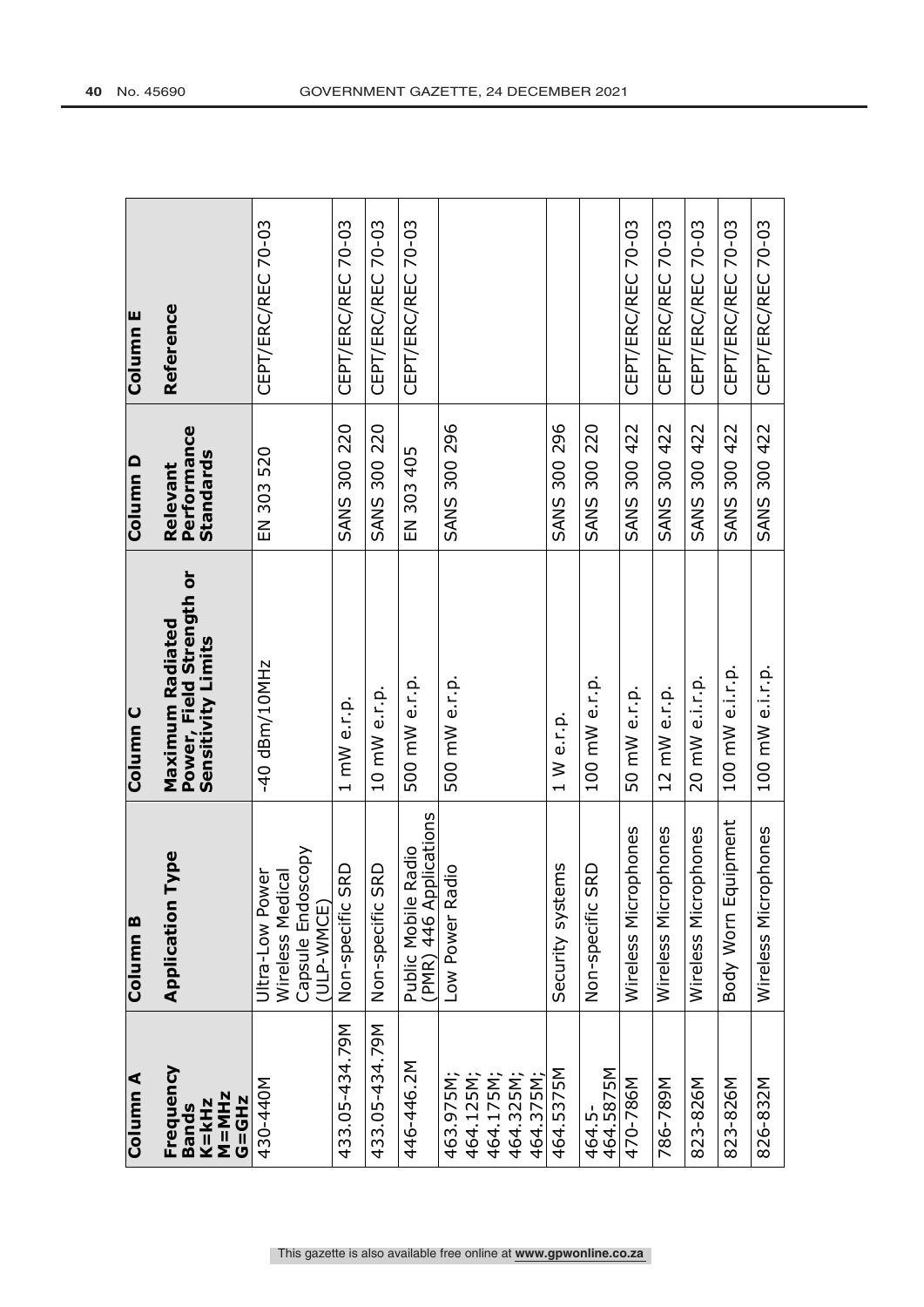| Column A | Column B | Column C | Column D | Column E |
|---|---|---|---|---|
| **Frequency Bands K=kHz M=MHz G=GHz** | **Application Type** | **Maximum Radiated Power, Field Strength or Sensitivity Limits** | **Relevant Performance Standards** | **Reference** |
| 430-440M | Ultra-Low Power Wireless Medical Capsule Endoscopy (ULP-WMCE) | -40 dBm/10MHz | EN 303 520 | CEPT/ERC/REC 70-03 |
| 433.05-434.79M | Non-specific SRD | 1 mW e.r.p. | SANS 300 220 | CEPT/ERC/REC 70-03 |
| 433.05-434.79M | Non-specific SRD | 10 mW e.r.p. | SANS 300 220 | CEPT/ERC/REC 70-03 |
| 446-446.2M | Public Mobile Radio (PMR) 446 Applications | 500 mW e.r.p. | EN 303 405 | CEPT/ERC/REC 70-03 |
| 463.975M; 464.125M; 464.175M; 464.325M; 464.375M; | Low Power Radio | 500 mW e.r.p. | SANS 300 296 | |
| 464.5375M | Security systems | 1 W e.r.p. | SANS 300 296 | |
| 464.5-464.5875M | Non-specific SRD | 100 mW e.r.p. | SANS 300 220 | |
| 470-786M | Wireless Microphones | 50 mW e.r.p. | SANS 300 422 | CEPT/ERC/REC 70-03 |
| 786-789M | Wireless Microphones | 12 mW e.r.p. | SANS 300 422 | CEPT/ERC/REC 70-03 |
| 823-826M | Wireless Microphones | 20 mW e.i.r.p. | SANS 300 422 | CEPT/ERC/REC 70-03 |
| 823-826M | Body Worn Equipment | 100 mW e.i.r.p. | SANS 300 422 | CEPT/ERC/REC 70-03 |
| 826-832M | Wireless Microphones | 100 mW e.i.r.p. | SANS 300 422 | CEPT/ERC/REC 70-03 |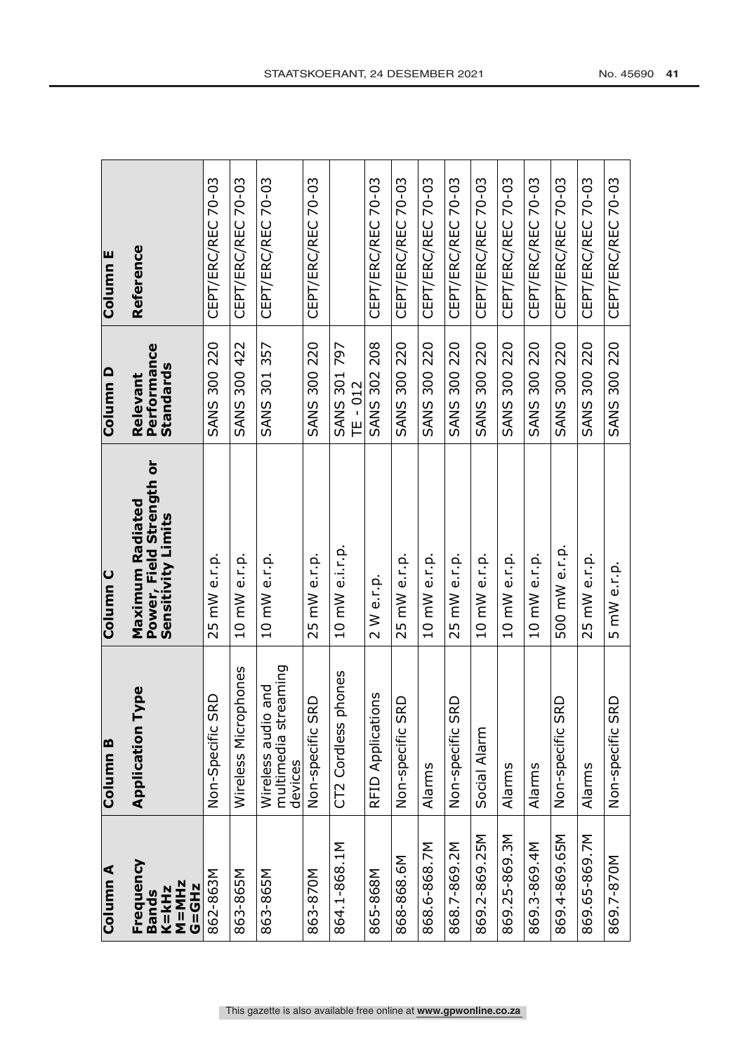| Column A<br>Frequency Bands<br>K=kHz<br>M=MHz<br>G=GHz | Column B<br>Application Type | Column C<br>Maximum Radiated Power, Field Strength or Sensitivity Limits | Column D<br>Relevant Performance Standards | Column E<br>Reference |
|---|---|---|---|---|
| 862-863M | Non-Specific SRD | 25 mW e.r.p. | SANS 300 220 | CEPT/ERC/REC 70-03 |
| 863-865M | Wireless Microphones | 10 mW e.r.p. | SANS 300 422 | CEPT/ERC/REC 70-03 |
| 863-865M | Wireless audio and multimedia streaming devices | 10 mW e.r.p. | SANS 301 357 | CEPT/ERC/REC 70-03 |
| 863-870M | Non-specific SRD | 25 mW e.r.p. | SANS 300 220 | CEPT/ERC/REC 70-03 |
| 864.1-868.1M | CT2 Cordless phones | 10 mW e.i.r.p. | SANS 301 797<br>TE - 012 | |
| 865-868M | RFID Applications | 2 W e.r.p. | SANS 302 208 | CEPT/ERC/REC 70-03 |
| 868-868.6M | Non-specific SRD | 25 mW e.r.p. | SANS 300 220 | CEPT/ERC/REC 70-03 |
| 868.6-868.7M | Alarms | 10 mW e.r.p. | SANS 300 220 | CEPT/ERC/REC 70-03 |
| 868.7-869.2M | Non-specific SRD | 25 mW e.r.p. | SANS 300 220 | CEPT/ERC/REC 70-03 |
| 869.2-869.25M | Social Alarm | 10 mW e.r.p. | SANS 300 220 | CEPT/ERC/REC 70-03 |
| 869.25-869.3M | Alarms | 10 mW e.r.p. | SANS 300 220 | CEPT/ERC/REC 70-03 |
| 869.3-869.4M | Alarms | 10 mW e.r.p. | SANS 300 220 | CEPT/ERC/REC 70-03 |
| 869.4-869.65M | Non-specific SRD | 500 mW e.r.p. | SANS 300 220 | CEPT/ERC/REC 70-03 |
| 869.65-869.7M | Alarms | 25 mW e.r.p. | SANS 300 220 | CEPT/ERC/REC 70-03 |
| 869.7-870M | Non-specific SRD | 5 mW e.r.p. | SANS 300 220 | CEPT/ERC/REC 70-03 |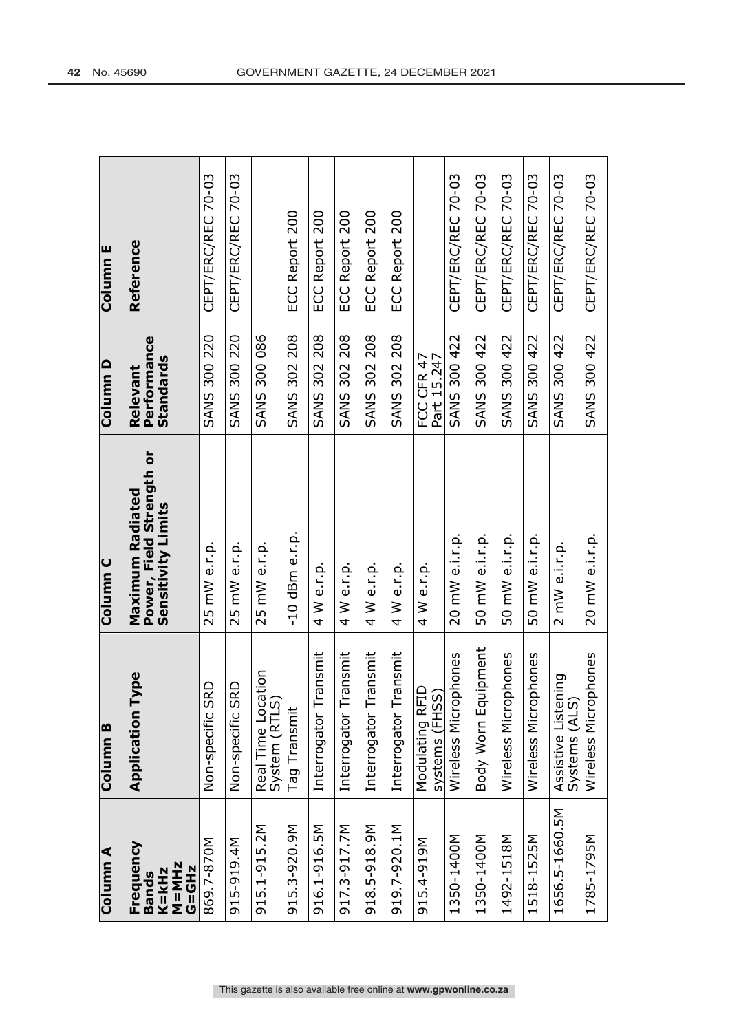| Column A<br>Frequency Bands<br>K=kHz<br>M=MHz<br>G=GHz | Column B<br>Application Type | Column C<br>Maximum Radiated Power, Field Strength or Sensitivity Limits | Column D<br>Relevant Performance Standards | Column E<br>Reference |
|---|---|---|---|---|
| 869.7-870M | Non-specific SRD | 25 mW e.r.p. | SANS 300 220 | CEPT/ERC/REC 70-03 |
| 915-919.4M | Non-specific SRD | 25 mW e.r.p. | SANS 300 220 | CEPT/ERC/REC 70-03 |
| 915.1-915.2M | Real Time Location System (RTLS) | 25 mW e.r.p. | SANS 300 086 | |
| 915.3-920.9M | Tag Transmit | -10 dBm e.r.p. | SANS 302 208 | ECC Report 200 |
| 916.1-916.5M | Interrogator Transmit | 4 W e.r.p. | SANS 302 208 | ECC Report 200 |
| 917.3-917.7M | Interrogator Transmit | 4 W e.r.p. | SANS 302 208 | ECC Report 200 |
| 918.5-918.9M | Interrogator Transmit | 4 W e.r.p. | SANS 302 208 | ECC Report 200 |
| 919.7-920.1M | Interrogator Transmit | 4 W e.r.p. | SANS 302 208 | ECC Report 200 |
| 915.4-919M | Modulating RFID systems (FHSS) | 4 W e.r.p. | FCC CFR 47 Part 15.247 | |
| 1350-1400M | Wireless Microphones | 20 mW e.i.r.p. | SANS 300 422 | CEPT/ERC/REC 70-03 |
| 1350-1400M | Body Worn Equipment | 50 mW e.i.r.p. | SANS 300 422 | CEPT/ERC/REC 70-03 |
| 1492-1518M | Wireless Microphones | 50 mW e.i.r.p. | SANS 300 422 | CEPT/ERC/REC 70-03 |
| 1518-1525M | Wireless Microphones | 50 mW e.i.r.p. | SANS 300 422 | CEPT/ERC/REC 70-03 |
| 1656.5-1660.5M | Assistive Listening Systems (ALS) | 2 mW e.i.r.p. | SANS 300 422 | CEPT/ERC/REC 70-03 |
| 1785-1795M | Wireless Microphones | 20 mW e.i.r.p. | SANS 300 422 | CEPT/ERC/REC 70-03 |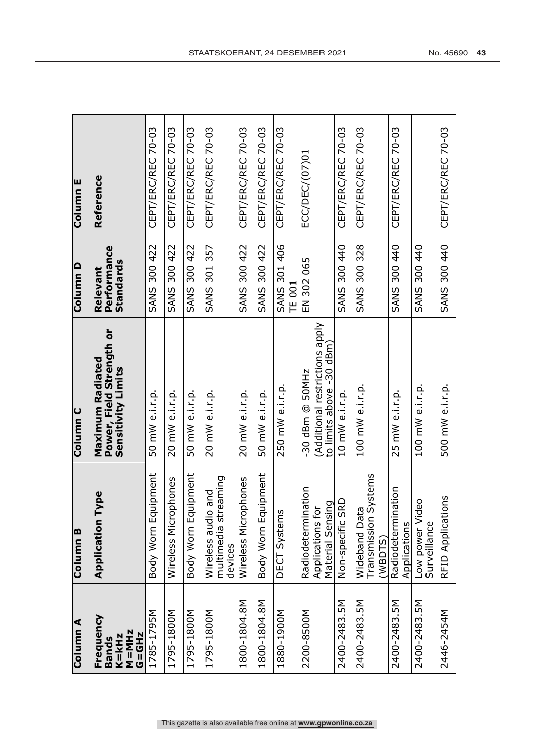| Column A<br>Frequency Bands<br>K=kHz<br>M=MHz<br>G=GHz | Column B<br>Application Type | Column C<br>Maximum Radiated Power, Field Strength or Sensitivity Limits | Column D<br>Relevant Performance Standards | Column E<br>Reference |
|---|---|---|---|---|
| 1785-1795M | Body Worn Equipment | 50 mW e.i.r.p. | SANS 300 422 | CEPT/ERC/REC 70-03 |
| 1795-1800M | Wireless Microphones | 20 mW e.i.r.p. | SANS 300 422 | CEPT/ERC/REC 70-03 |
| 1795-1800M | Body Worn Equipment | 50 mW e.i.r.p. | SANS 300 422 | CEPT/ERC/REC 70-03 |
| 1795-1800M | Wireless audio and multimedia streaming devices | 20 mW e.i.r.p. | SANS 301 357 | CEPT/ERC/REC 70-03 |
| 1800-1804.8M | Wireless Microphones | 20 mW e.i.r.p. | SANS 300 422 | CEPT/ERC/REC 70-03 |
| 1800-1804.8M | Body Worn Equipment | 50 mW e.i.r.p. | SANS 300 422 | CEPT/ERC/REC 70-03 |
| 1880-1900M | DECT Systems | 250 mW e.i.r.p. | SANS 301 406 TE 001 | CEPT/ERC/REC 70-03 |
| 2200-8500M | Radiodetermination Applications for Material Sensing | -30 dBm @ 50MHz (Additional restrictions apply to limits above -30 dBm) | EN 302 065 | ECC/DEC/(07)01 |
| 2400-2483.5M | Non-specific SRD | 10 mW e.i.r.p. | SANS 300 440 | CEPT/ERC/REC 70-03 |
| 2400-2483.5M | Wideband Data Transmission Systems (WBDTS) | 100 mW e.i.r.p. | SANS 300 328 | CEPT/ERC/REC 70-03 |
| 2400-2483.5M | Radiodetermination Applications | 25 mW e.i.r.p. | SANS 300 440 | CEPT/ERC/REC 70-03 |
| 2400-2483.5M | Low power Video Surveillance | 100 mW e.i.r.p. | SANS 300 440 | |
| 2446-2454M | RFID Applications | 500 mW e.i.r.p. | SANS 300 440 | CEPT/ERC/REC 70-03 |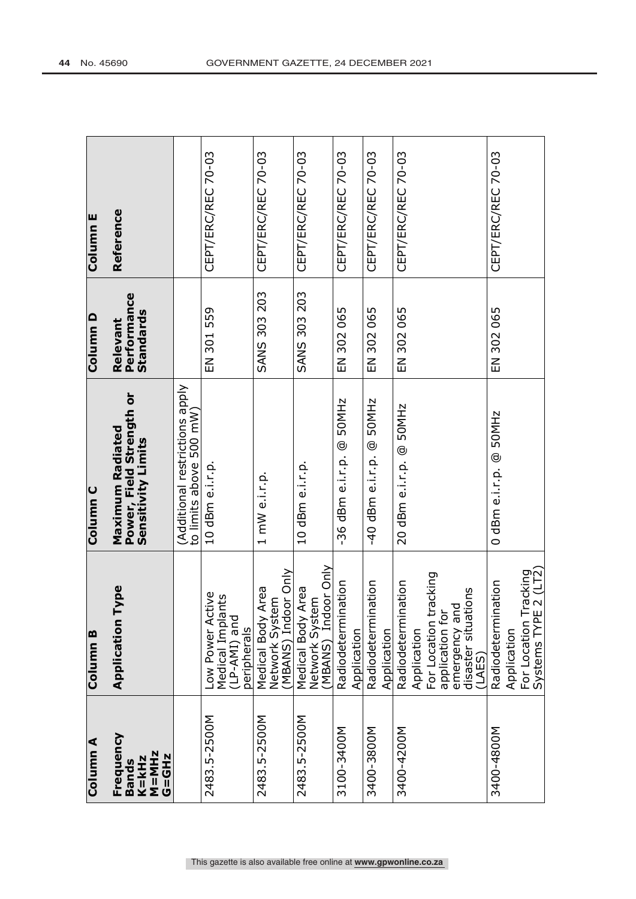| Column A | Column B | Column C | Column D | Column E |
|---|---|---|---|---|
| **Frequency Bands K=kHz M=MHz G=GHz** | **Application Type** | **Maximum Radiated Power, Field Strength or Sensitivity Limits** | **Relevant Performance Standards** | **Reference** |
| | | (Additional restrictions apply to limits above 500 mW) | | |
| 2483.5-2500M | Low Power Active Medical Implants (LP-AMI) and peripherals | 10 dBm e.i.r.p. | EN 301 559 | CEPT/ERC/REC 70-03 |
| 2483.5-2500M | Medical Body Area Network System (MBANS) Indoor Only | 1 mW e.i.r.p. | SANS 303 203 | CEPT/ERC/REC 70-03 |
| 2483.5-2500M | Medical Body Area Network System (MBANS) Indoor Only | 10 dBm e.i.r.p. | SANS 303 203 | CEPT/ERC/REC 70-03 |
| 3100-3400M | Radiodetermination Application | -36 dBm e.i.r.p. @ 50MHz | EN 302 065 | CEPT/ERC/REC 70-03 |
| 3400-3800M | Radiodetermination Application | -40 dBm e.i.r.p. @ 50MHz | EN 302 065 | CEPT/ERC/REC 70-03 |
| 3400-4200M | Radiodetermination Application For Location tracking application for emergency and disaster situations (LAES) | 20 dBm e.i.r.p. @ 50MHz | EN 302 065 | CEPT/ERC/REC 70-03 |
| 3400-4800M | Radiodetermination Application For Location Tracking Systems TYPE 2 (LT2) | 0 dBm e.i.r.p. @ 50MHz | EN 302 065 | CEPT/ERC/REC 70-03 |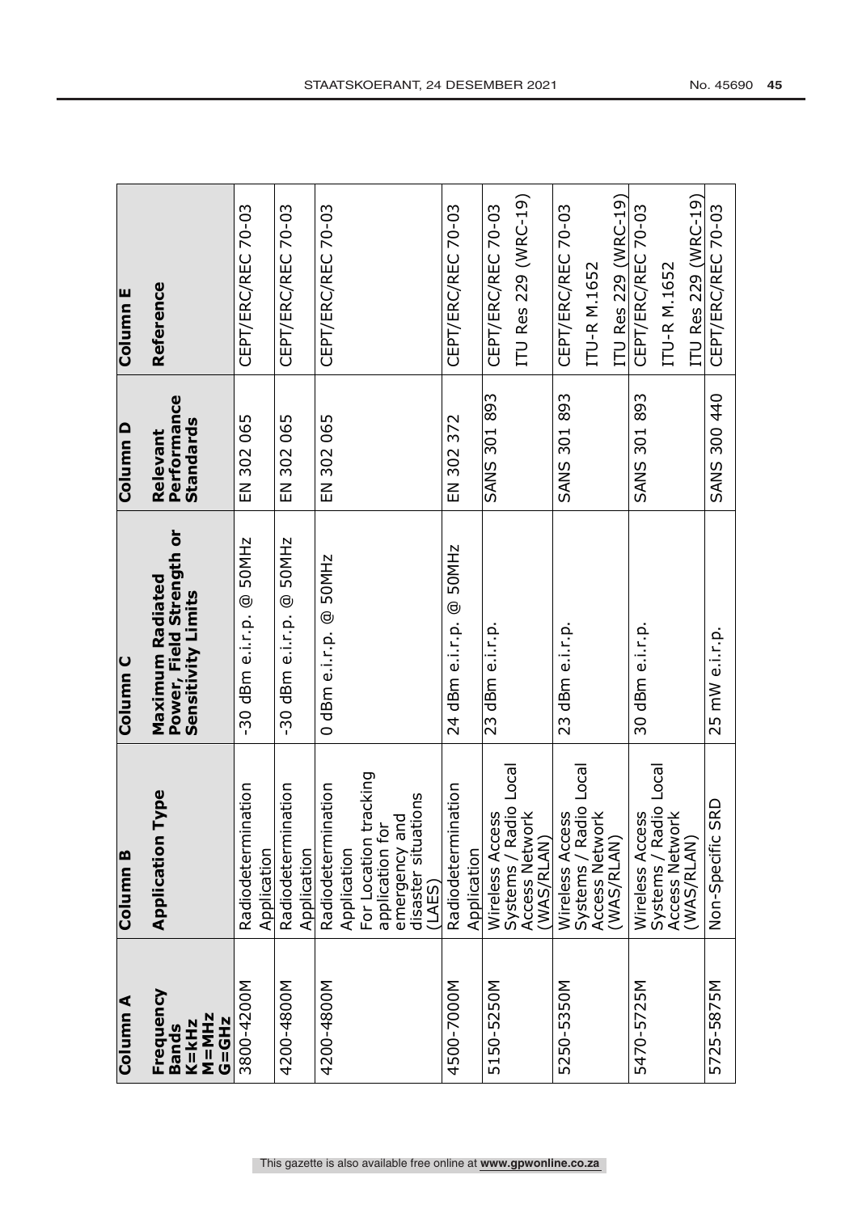| Column A<br>Frequency Bands<br>K=kHz<br>M=MHz<br>G=GHz | Column B<br>Application Type | Column C<br>Maximum Radiated Power, Field Strength or Sensitivity Limits | Column D<br>Relevant Performance Standards | Column E<br>Reference |
|---|---|---|---|---|
| 3800-4200M | Radiodetermination Application | -30 dBm e.i.r.p. @ 50MHz | EN 302 065 | CEPT/ERC/REC 70-03 |
| 4200-4800M | Radiodetermination Application | -30 dBm e.i.r.p. @ 50MHz | EN 302 065 | CEPT/ERC/REC 70-03 |
| 4200-4800M | Radiodetermination Application<br>For Location tracking application for emergency and disaster situations (LAES) | 0 dBm e.i.r.p. @ 50MHz | EN 302 065 | CEPT/ERC/REC 70-03 |
| 4500-7000M | Radiodetermination Application | 24 dBm e.i.r.p. @ 50MHz | EN 302 372 | CEPT/ERC/REC 70-03 |
| 5150-5250M | Wireless Access Systems / Radio Local Access Network (WAS/RLAN) | 23 dBm e.i.r.p. | SANS 301 893 | CEPT/ERC/REC 70-03<br>ITU Res 229 (WRC-19) |
| 5250-5350M | Wireless Access Systems / Radio Local Access Network (WAS/RLAN) | 23 dBm e.i.r.p. | SANS 301 893 | CEPT/ERC/REC 70-03<br>ITU-R M.1652<br>ITU Res 229 (WRC-19) |
| 5470-5725M | Wireless Access Systems / Radio Local Access Network (WAS/RLAN) | 30 dBm e.i.r.p. | SANS 301 893 | CEPT/ERC/REC 70-03<br>ITU-R M.1652<br>ITU Res 229 (WRC-19) |
| 5725-5875M | Non-Specific SRD | 25 mW e.i.r.p. | SANS 300 440 | CEPT/ERC/REC 70-03 |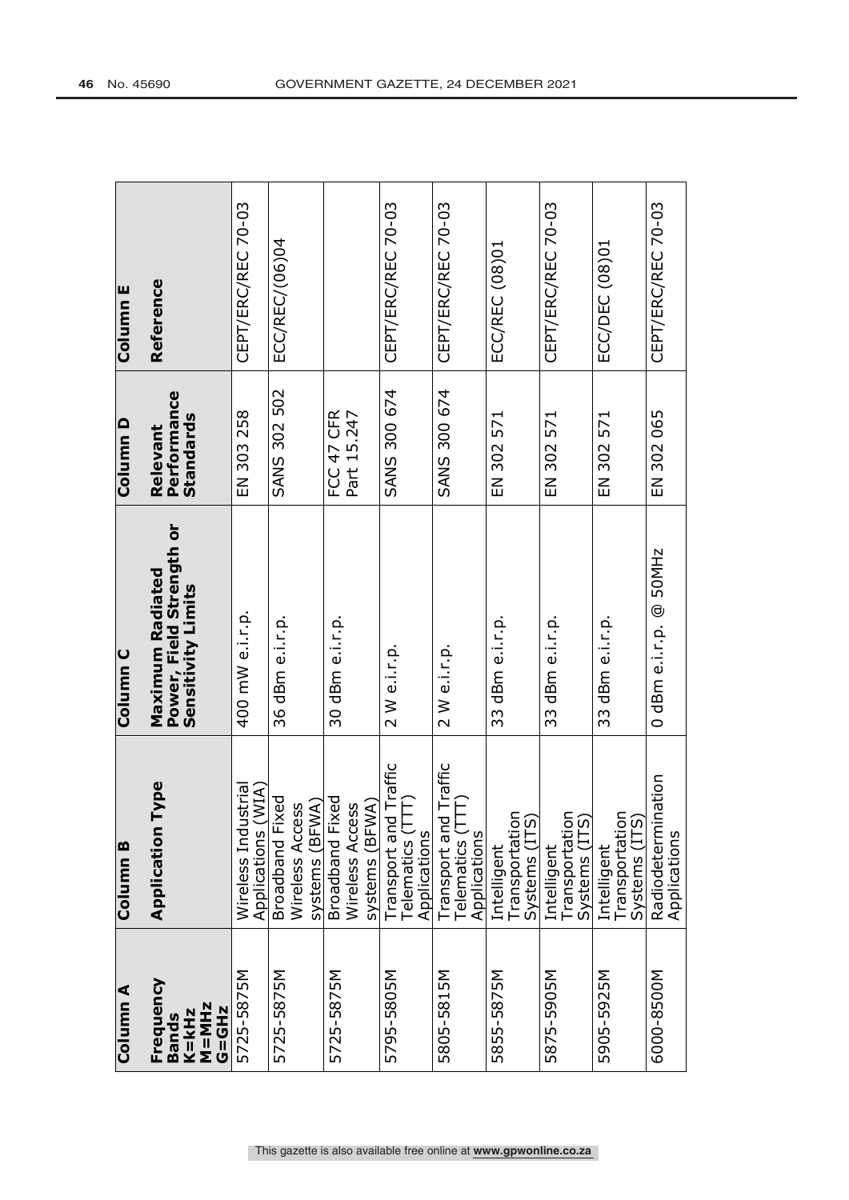| Column A<br>**Frequency Bands K=kHz M=MHz G=GHz** | Column B<br>**Application Type** | Column C<br>**Maximum Radiated Power, Field Strength or Sensitivity Limits** | Column D<br>**Relevant Performance Standards** | Column E<br>**Reference** |
|---|---|---|---|---|
| 5725-5875M | Wireless Industrial Applications (WIA) | 400 mW e.i.r.p. | EN 303 258 | CEPT/ERC/REC 70-03 |
| 5725-5875M | Broadband Fixed Wireless Access systems (BFWA) | 36 dBm e.i.r.p. | SANS 302 502 | ECC/REC/(06)04 |
| 5725-5875M | Broadband Fixed Wireless Access systems (BFWA) | 30 dBm e.i.r.p. | FCC 47 CFR Part 15.247 | |
| 5795-5805M | Transport and Traffic Telematics (TTT) Applications | 2 W e.i.r.p. | SANS 300 674 | CEPT/ERC/REC 70-03 |
| 5805-5815M | Transport and Traffic Telematics (TTT) Applications | 2 W e.i.r.p. | SANS 300 674 | CEPT/ERC/REC 70-03 |
| 5855-5875M | Intelligent Transportation Systems (ITS) | 33 dBm e.i.r.p. | EN 302 571 | ECC/REC (08)01 |
| 5875-5905M | Intelligent Transportation Systems (ITS) | 33 dBm e.i.r.p. | EN 302 571 | CEPT/ERC/REC 70-03 |
| 5905-5925M | Intelligent Transportation Systems (ITS) | 33 dBm e.i.r.p. | EN 302 571 | ECC/DEC (08)01 |
| 6000-8500M | Radiodetermination Applications | 0 dBm e.i.r.p. @ 50MHz | EN 302 065 | CEPT/ERC/REC 70-03 |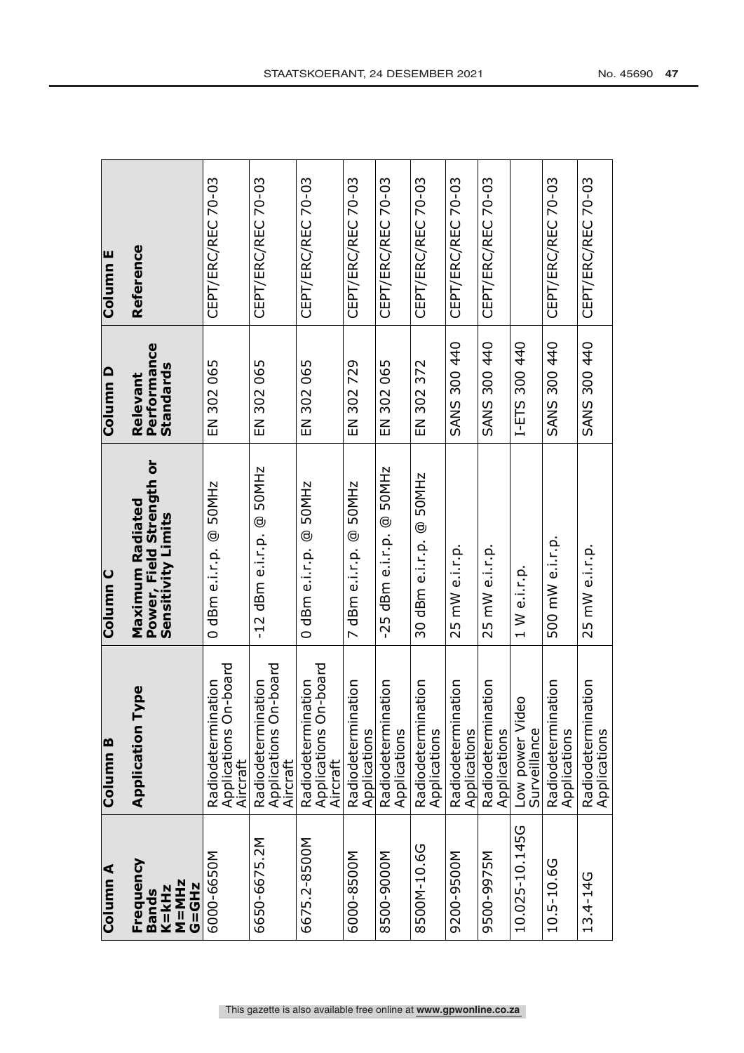| Column A<br>Frequency Bands<br>K=kHz<br>M=MHz<br>G=GHz | Column B<br>Application Type | Column C<br>Maximum Radiated Power, Field Strength or Sensitivity Limits | Column D<br>Relevant Performance Standards | Column E<br>Reference |
|---|---|---|---|---|
| 6000-6650M | Radiodetermination Applications On-board Aircraft | 0 dBm e.i.r.p. @ 50MHz | EN 302 065 | CEPT/ERC/REC 70-03 |
| 6650-6675.2M | Radiodetermination Applications On-board Aircraft | -12 dBm e.i.r.p. @ 50MHz | EN 302 065 | CEPT/ERC/REC 70-03 |
| 6675.2-8500M | Radiodetermination Applications On-board Aircraft | 0 dBm e.i.r.p. @ 50MHz | EN 302 065 | CEPT/ERC/REC 70-03 |
| 6000-8500M | Radiodetermination Applications | 7 dBm e.i.r.p. @ 50MHz | EN 302 729 | CEPT/ERC/REC 70-03 |
| 8500-9000M | Radiodetermination Applications | -25 dBm e.i.r.p. @ 50MHz | EN 302 065 | CEPT/ERC/REC 70-03 |
| 8500M-10.6G | Radiodetermination Applications | 30 dBm e.i.r.p. @ 50MHz | EN 302 372 | CEPT/ERC/REC 70-03 |
| 9200-9500M | Radiodetermination Applications | 25 mW e.i.r.p. | SANS 300 440 | CEPT/ERC/REC 70-03 |
| 9500-9975M | Radiodetermination Applications | 25 mW e.i.r.p. | SANS 300 440 | CEPT/ERC/REC 70-03 |
| 10.025-10.145G | Low power Video Surveillance | 1 W e.i.r.p. | I-ETS 300 440 | |
| 10.5-10.6G | Radiodetermination Applications | 500 mW e.i.r.p. | SANS 300 440 | CEPT/ERC/REC 70-03 |
| 13.4-14G | Radiodetermination Applications | 25 mW e.i.r.p. | SANS 300 440 | CEPT/ERC/REC 70-03 |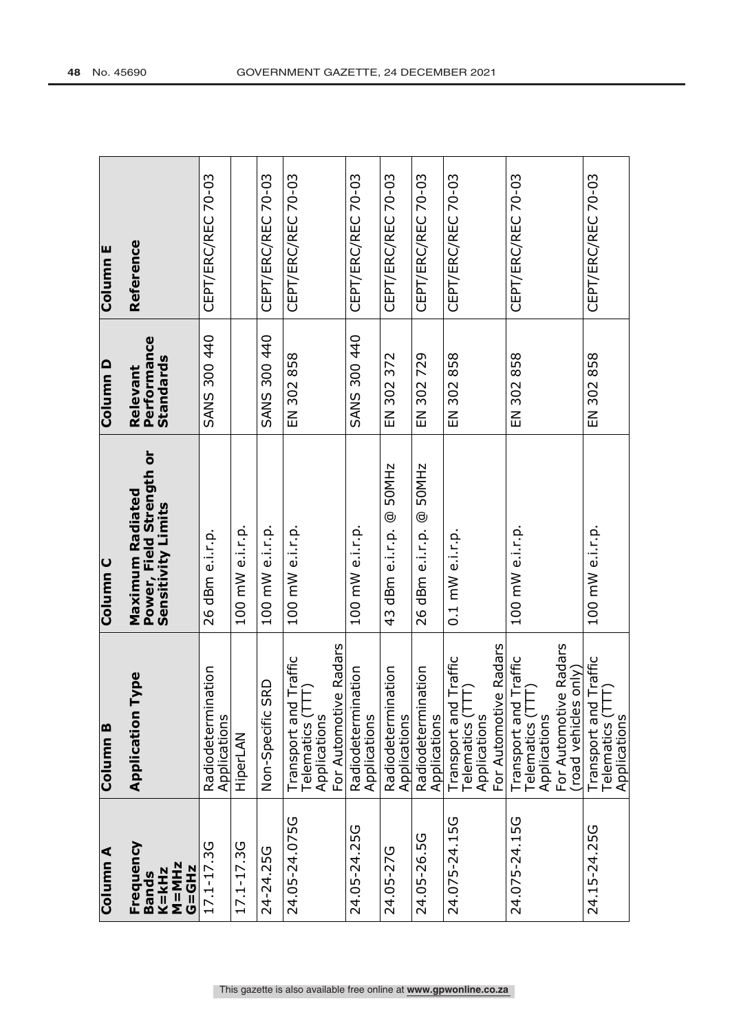| Column A<br>Frequency Bands<br>K=kHz<br>M=MHz<br>G=GHz | Column B<br>Application Type | Column C<br>Maximum Radiated Power, Field Strength or Sensitivity Limits | Column D<br>Relevant Performance Standards | Column E<br>Reference |
|---|---|---|---|---|
| 17.1-17.3G | Radiodetermination Applications | 26 dBm e.i.r.p. | SANS 300 440 | CEPT/ERC/REC 70-03 |
| 17.1-17.3G | HiperLAN | 100 mW e.i.r.p. | | |
| 24-24.25G | Non-Specific SRD | 100 mW e.i.r.p. | SANS 300 440 | CEPT/ERC/REC 70-03 |
| 24.05-24.075G | Transport and Traffic Telematics (TTT) Applications<br>For Automotive Radars | 100 mW e.i.r.p. | EN 302 858 | CEPT/ERC/REC 70-03 |
| 24.05-24.25G | Radiodetermination Applications | 100 mW e.i.r.p. | SANS 300 440 | CEPT/ERC/REC 70-03 |
| 24.05-27G | Radiodetermination Applications | 43 dBm e.i.r.p. @ 50MHz | EN 302 372 | CEPT/ERC/REC 70-03 |
| 24.05-26.5G | Radiodetermination Applications | 26 dBm e.i.r.p. @ 50MHz | EN 302 729 | CEPT/ERC/REC 70-03 |
| 24.075-24.15G | Transport and Traffic Telematics (TTT) Applications<br>For Automotive Radars | 0.1 mW e.i.r.p. | EN 302 858 | CEPT/ERC/REC 70-03 |
| 24.075-24.15G | Transport and Traffic Telematics (TTT) Applications<br>For Automotive Radars (road vehicles only) | 100 mW e.i.r.p. | EN 302 858 | CEPT/ERC/REC 70-03 |
| 24.15-24.25G | Transport and Traffic Telematics (TTT) Applications | 100 mW e.i.r.p. | EN 302 858 | CEPT/ERC/REC 70-03 |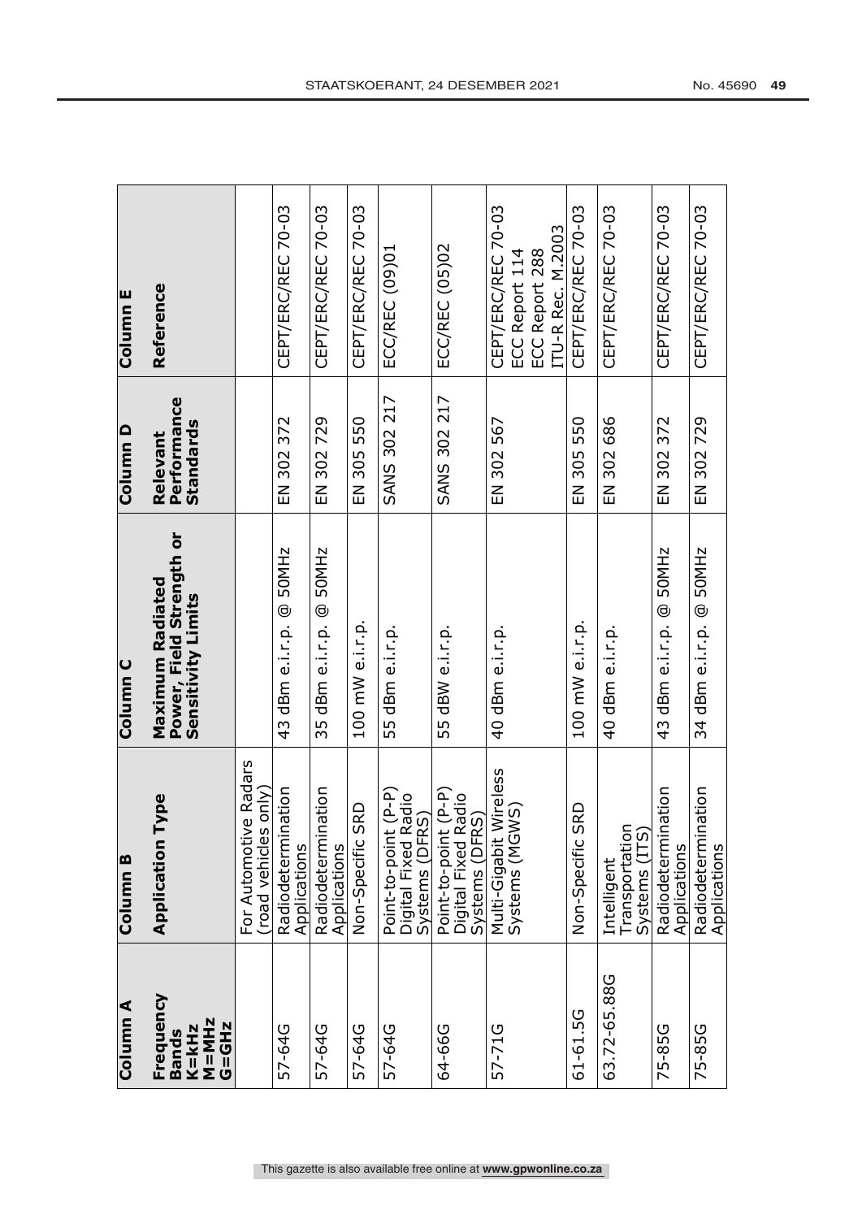| Column A | Column B | Column C | Column D | Column E |
|---|---|---|---|---|
| Frequency Bands K=kHz M=MHz G=GHz | Application Type | Maximum Radiated Power, Field Strength or Sensitivity Limits | Relevant Performance Standards | Reference |
| | For Automotive Radars (road vehicles only) | | | |
| 57-64G | Radiodetermination Applications | 43 dBm e.i.r.p. @ 50MHz | EN 302 372 | CEPT/ERC/REC 70-03 |
| 57-64G | Radiodetermination Applications | 35 dBm e.i.r.p. @ 50MHz | EN 302 729 | CEPT/ERC/REC 70-03 |
| 57-64G | Non-Specific SRD | 100 mW e.i.r.p. | EN 305 550 | CEPT/ERC/REC 70-03 |
| 57-64G | Point-to-point (P-P) Digital Fixed Radio Systems (DFRS) | 55 dBm e.i.r.p. | SANS 302 217 | ECC/REC (09)01 |
| 64-66G | Point-to-point (P-P) Digital Fixed Radio Systems (DFRS) | 55 dBW e.i.r.p. | SANS 302 217 | ECC/REC (05)02 |
| 57-71G | Multi-Gigabit Wireless Systems (MGWS) | 40 dBm e.i.r.p. | EN 302 567 | CEPT/ERC/REC 70-03<br>ECC Report 114<br>ECC Report 288<br>ITU-R Rec. M.2003 |
| 61-61.5G | Non-Specific SRD | 100 mW e.i.r.p. | EN 305 550 | CEPT/ERC/REC 70-03 |
| 63.72-65.88G | Intelligent Transportation Systems (ITS) | 40 dBm e.i.r.p. | EN 302 686 | CEPT/ERC/REC 70-03 |
| 75-85G | Radiodetermination Applications | 43 dBm e.i.r.p. @ 50MHz | EN 302 372 | CEPT/ERC/REC 70-03 |
| 75-85G | Radiodetermination Applications | 34 dBm e.i.r.p. @ 50MHz | EN 302 729 | CEPT/ERC/REC 70-03 |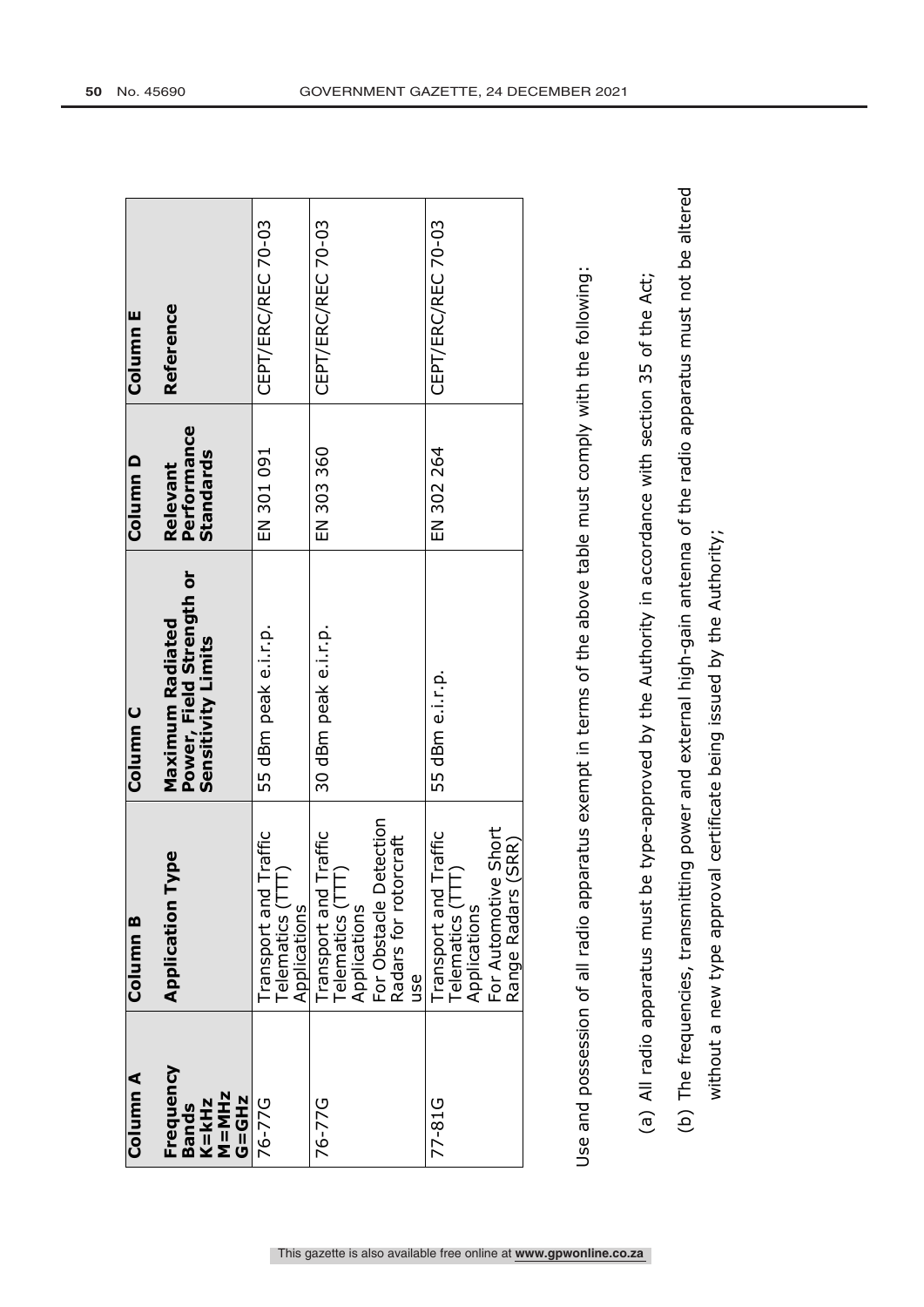| Column A<br>Frequency Bands<br>K=kHz<br>M=MHz<br>G=GHz | Column B<br>Application Type | Column C<br>Maximum Radiated Power, Field Strength or Sensitivity Limits | Column D<br>Relevant Performance Standards | Column E<br>Reference |
|---|---|---|---|---|
| 76-77G | Transport and Traffic Telematics (TTT) Applications | 55 dBm peak e.i.r.p. | EN 301 091 | CEPT/ERC/REC 70-03 |
| 76-77G | Transport and Traffic Telematics (TTT) Applications<br>For Obstacle Detection Radars for rotorcraft use | 30 dBm peak e.i.r.p. | EN 303 360 | CEPT/ERC/REC 70-03 |
| 77-81G | Transport and Traffic Telematics (TTT) Applications<br>For Automotive Short Range Radars (SRR) | 55 dBm e.i.r.p. | EN 302 264 | CEPT/ERC/REC 70-03 |

Use and possession of all radio apparatus exempt in terms of the above table must comply with the following:

(a) All radio apparatus must be type-approved by the Authority in accordance with section 35 of the Act;

(b) The frequencies, transmitting power and external high-gain antenna of the radio apparatus must not be altered without a new type approval certificate being issued by the Authority;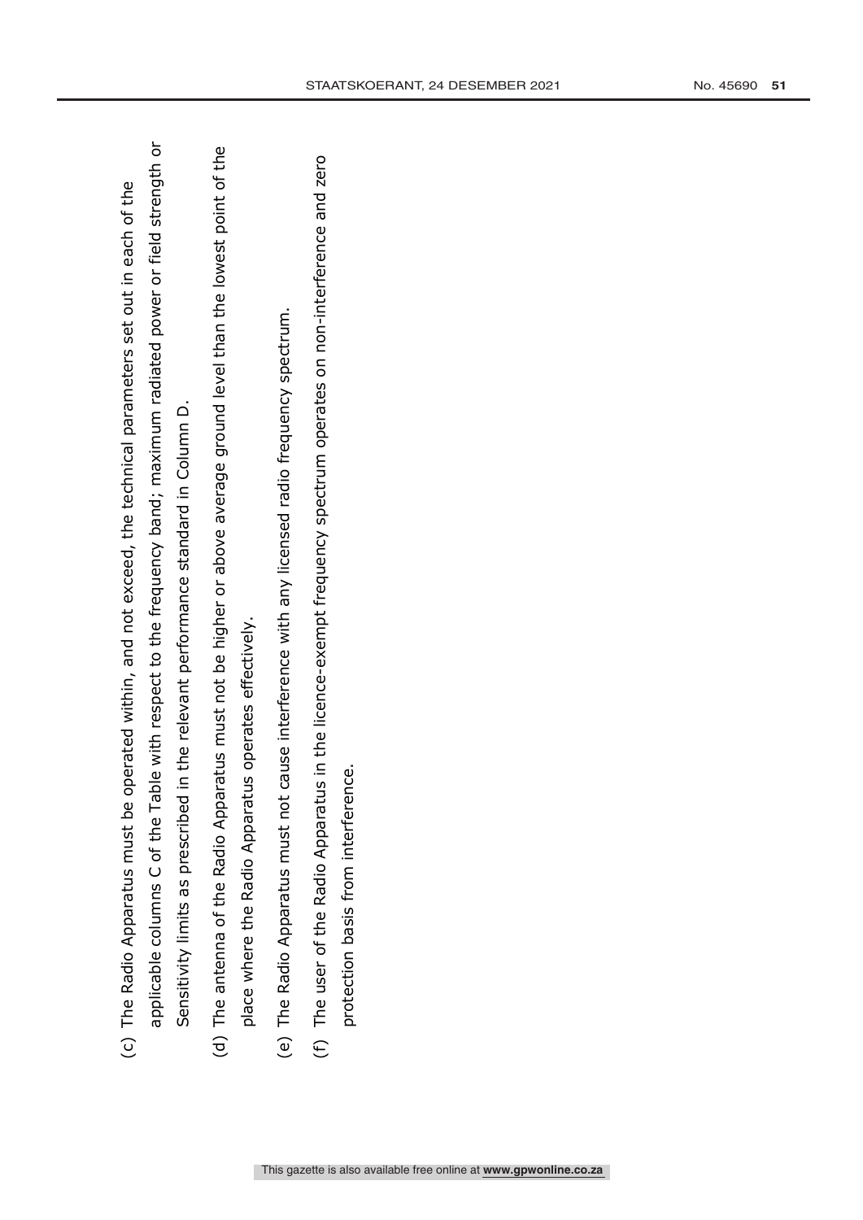(c) The Radio Apparatus must be operated within, and not exceed, the technical parameters set out in each of the applicable columns C of the Table with respect to the frequency band; maximum radiated power or field strength or Sensitivity limits as prescribed in the relevant performance standard in Column D.

(d) The antenna of the Radio Apparatus must not be higher or above average ground level than the lowest point of the place where the Radio Apparatus operates effectively.

(e) The Radio Apparatus must not cause interference with any licensed radio frequency spectrum.

(f) The user of the Radio Apparatus in the licence-exempt frequency spectrum operates on non-interference and zero protection basis from interference.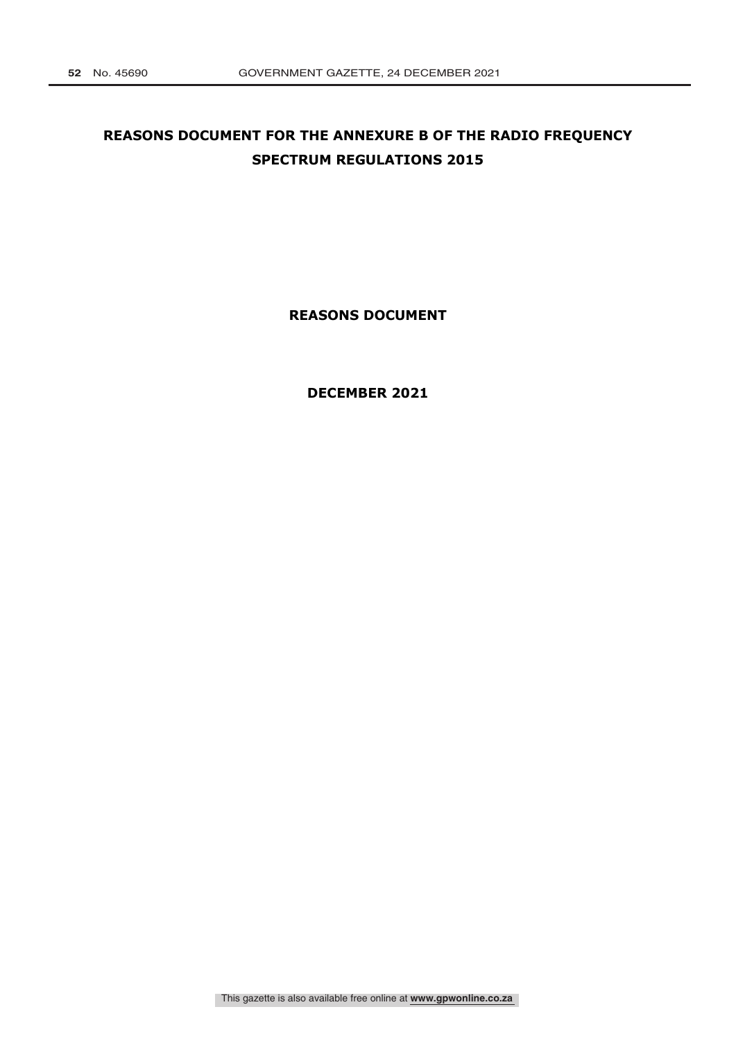# REASONS DOCUMENT FOR THE ANNEXURE B OF THE RADIO FREQUENCY SPECTRUM REGULATIONS 2015

**REASONS DOCUMENT**

**DECEMBER 2021**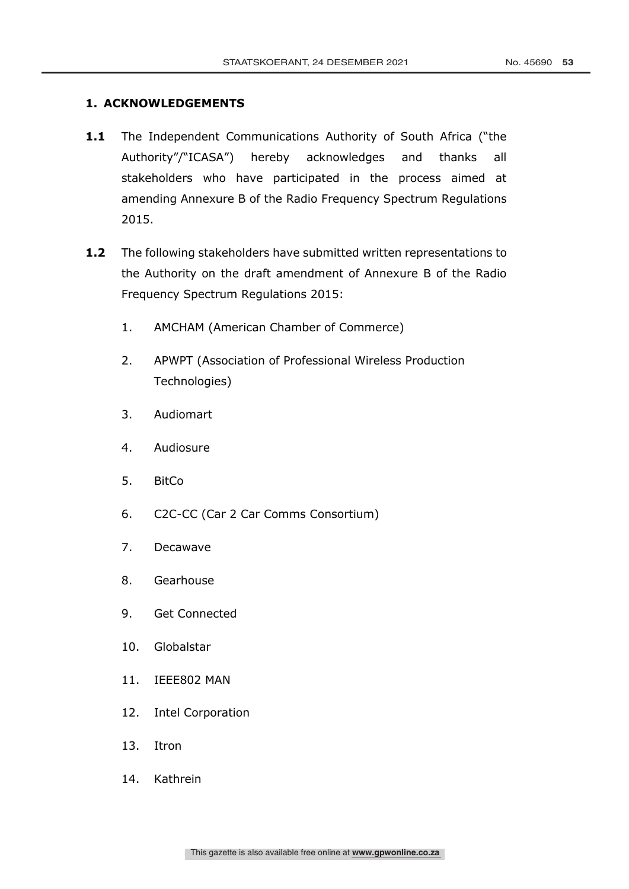## 1. ACKNOWLEDGEMENTS

**1.1** The Independent Communications Authority of South Africa ("the Authority"/"ICASA") hereby acknowledges and thanks all stakeholders who have participated in the process aimed at amending Annexure B of the Radio Frequency Spectrum Regulations 2015.

**1.2** The following stakeholders have submitted written representations to the Authority on the draft amendment of Annexure B of the Radio Frequency Spectrum Regulations 2015:

1. AMCHAM (American Chamber of Commerce)
2. APWPT (Association of Professional Wireless Production Technologies)
3. Audiomart
4. Audiosure
5. BitCo
6. C2C-CC (Car 2 Car Comms Consortium)
7. Decawave
8. Gearhouse
9. Get Connected
10. Globalstar
11. IEEE802 MAN
12. Intel Corporation
13. Itron
14. Kathrein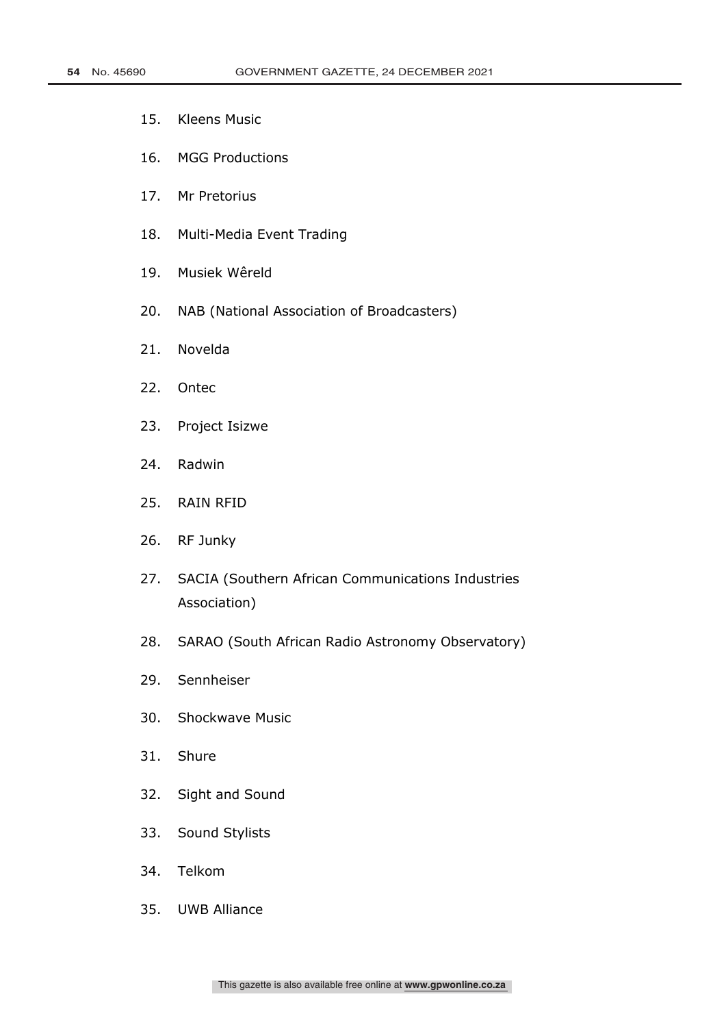15. Kleens Music
16. MGG Productions
17. Mr Pretorius
18. Multi-Media Event Trading
19. Musiek Wêreld
20. NAB (National Association of Broadcasters)
21. Novelda
22. Ontec
23. Project Isizwe
24. Radwin
25. RAIN RFID
26. RF Junky
27. SACIA (Southern African Communications Industries Association)
28. SARAO (South African Radio Astronomy Observatory)
29. Sennheiser
30. Shockwave Music
31. Shure
32. Sight and Sound
33. Sound Stylists
34. Telkom
35. UWB Alliance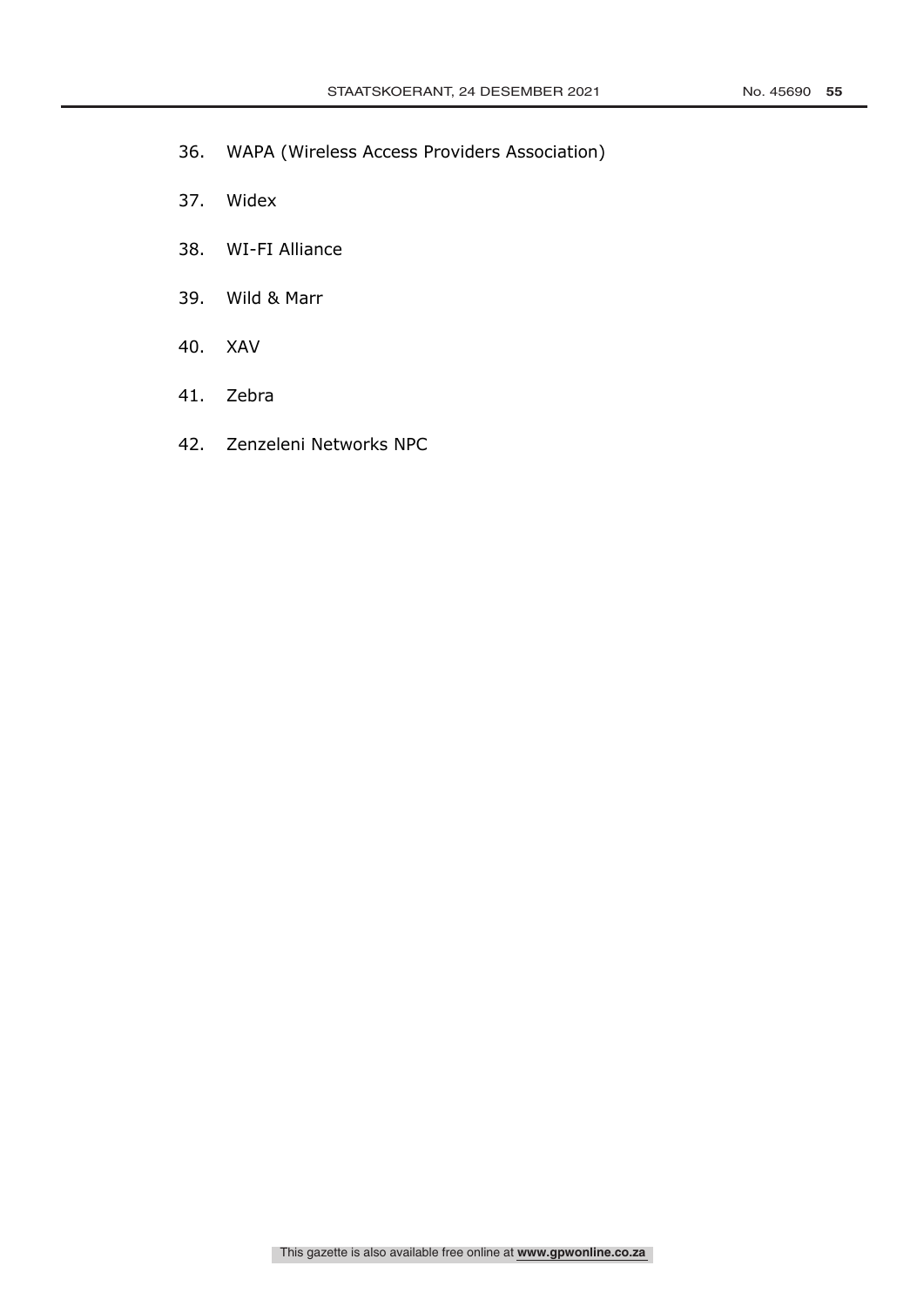36. WAPA (Wireless Access Providers Association)

37. Widex

38. WI-FI Alliance

39. Wild & Marr

40. XAV

41. Zebra

42. Zenzeleni Networks NPC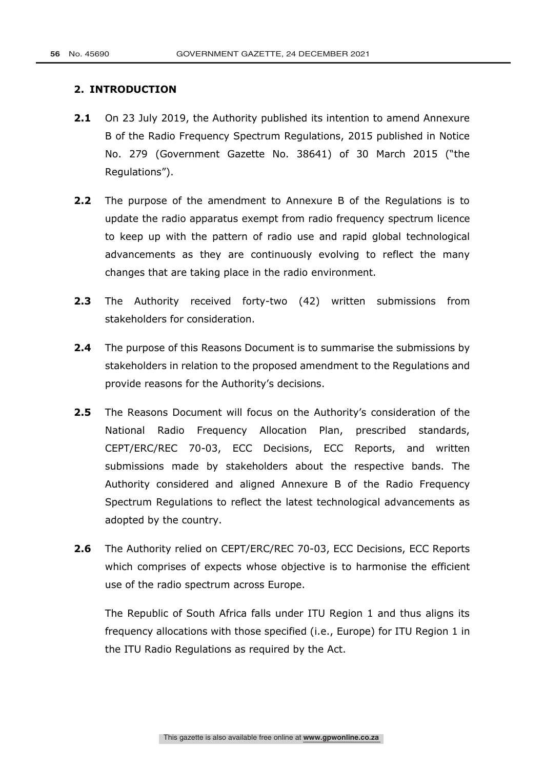## 2. INTRODUCTION

**2.1** On 23 July 2019, the Authority published its intention to amend Annexure B of the Radio Frequency Spectrum Regulations, 2015 published in Notice No. 279 (Government Gazette No. 38641) of 30 March 2015 ("the Regulations").

**2.2** The purpose of the amendment to Annexure B of the Regulations is to update the radio apparatus exempt from radio frequency spectrum licence to keep up with the pattern of radio use and rapid global technological advancements as they are continuously evolving to reflect the many changes that are taking place in the radio environment.

**2.3** The Authority received forty-two (42) written submissions from stakeholders for consideration.

**2.4** The purpose of this Reasons Document is to summarise the submissions by stakeholders in relation to the proposed amendment to the Regulations and provide reasons for the Authority's decisions.

**2.5** The Reasons Document will focus on the Authority's consideration of the National Radio Frequency Allocation Plan, prescribed standards, CEPT/ERC/REC 70-03, ECC Decisions, ECC Reports, and written submissions made by stakeholders about the respective bands. The Authority considered and aligned Annexure B of the Radio Frequency Spectrum Regulations to reflect the latest technological advancements as adopted by the country.

**2.6** The Authority relied on CEPT/ERC/REC 70-03, ECC Decisions, ECC Reports which comprises of expects whose objective is to harmonise the efficient use of the radio spectrum across Europe.

The Republic of South Africa falls under ITU Region 1 and thus aligns its frequency allocations with those specified (i.e., Europe) for ITU Region 1 in the ITU Radio Regulations as required by the Act.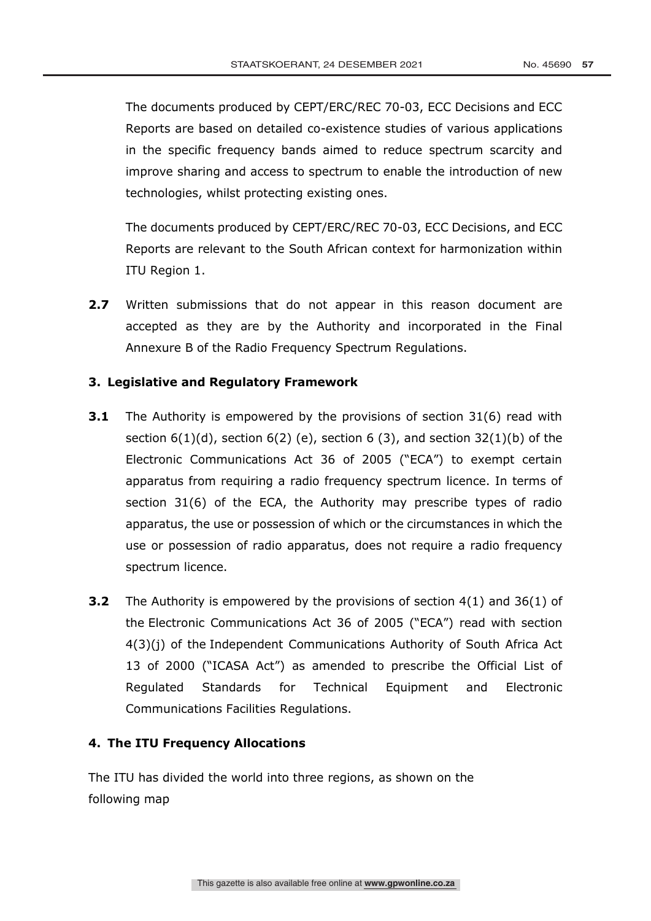The documents produced by CEPT/ERC/REC 70-03, ECC Decisions and ECC Reports are based on detailed co-existence studies of various applications in the specific frequency bands aimed to reduce spectrum scarcity and improve sharing and access to spectrum to enable the introduction of new technologies, whilst protecting existing ones.

The documents produced by CEPT/ERC/REC 70-03, ECC Decisions, and ECC Reports are relevant to the South African context for harmonization within ITU Region 1.

**2.7** Written submissions that do not appear in this reason document are accepted as they are by the Authority and incorporated in the Final Annexure B of the Radio Frequency Spectrum Regulations.

### 3. Legislative and Regulatory Framework

**3.1** The Authority is empowered by the provisions of section 31(6) read with section 6(1)(d), section 6(2) (e), section 6 (3), and section 32(1)(b) of the Electronic Communications Act 36 of 2005 ("ECA") to exempt certain apparatus from requiring a radio frequency spectrum licence. In terms of section 31(6) of the ECA, the Authority may prescribe types of radio apparatus, the use or possession of which or the circumstances in which the use or possession of radio apparatus, does not require a radio frequency spectrum licence.

**3.2** The Authority is empowered by the provisions of section 4(1) and 36(1) of the Electronic Communications Act 36 of 2005 ("ECA") read with section 4(3)(j) of the Independent Communications Authority of South Africa Act 13 of 2000 ("ICASA Act") as amended to prescribe the Official List of Regulated Standards for Technical Equipment and Electronic Communications Facilities Regulations.

### 4. The ITU Frequency Allocations

The ITU has divided the world into three regions, as shown on the following map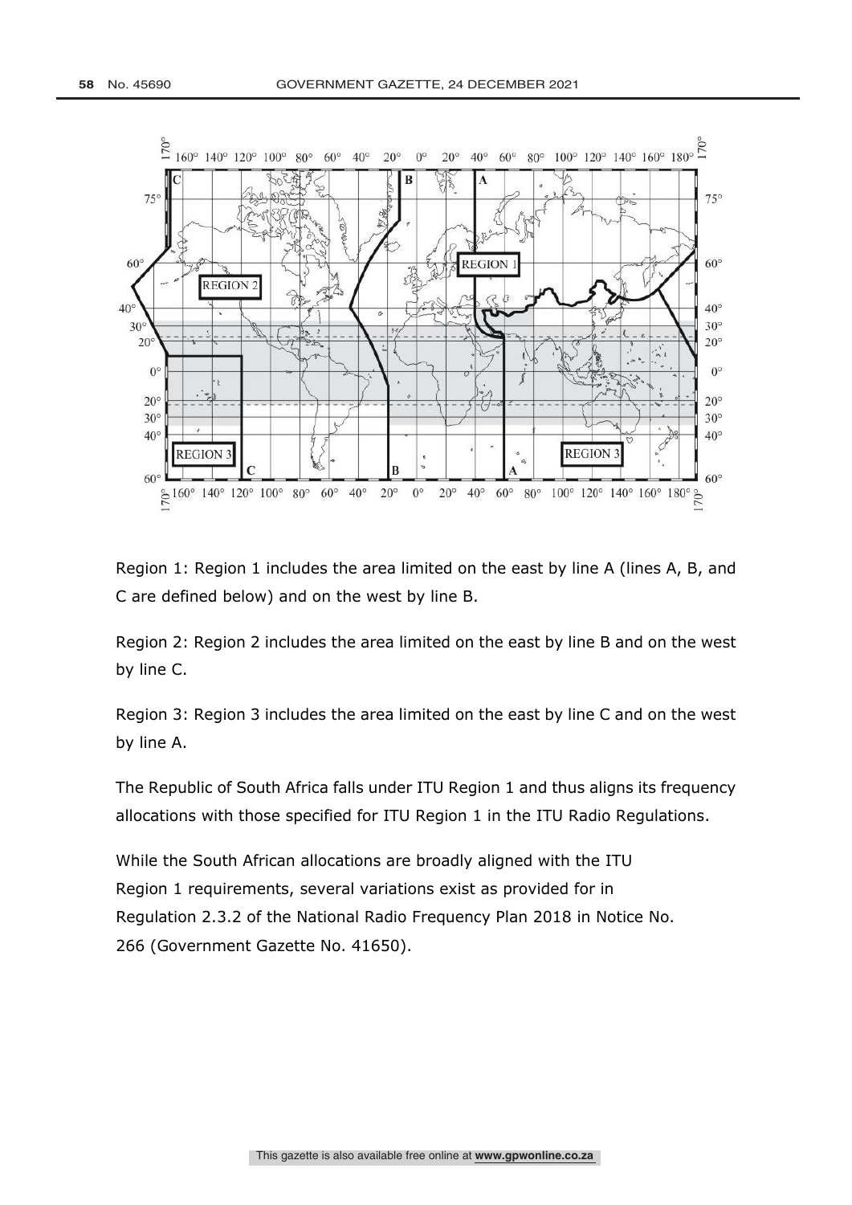Region 1: Region 1 includes the area limited on the east by line A (lines A, B, and C are defined below) and on the west by line B.

Region 2: Region 2 includes the area limited on the east by line B and on the west by line C.

Region 3: Region 3 includes the area limited on the east by line C and on the west by line A.

The Republic of South Africa falls under ITU Region 1 and thus aligns its frequency allocations with those specified for ITU Region 1 in the ITU Radio Regulations.

While the South African allocations are broadly aligned with the ITU Region 1 requirements, several variations exist as provided for in Regulation 2.3.2 of the National Radio Frequency Plan 2018 in Notice No. 266 (Government Gazette No. 41650).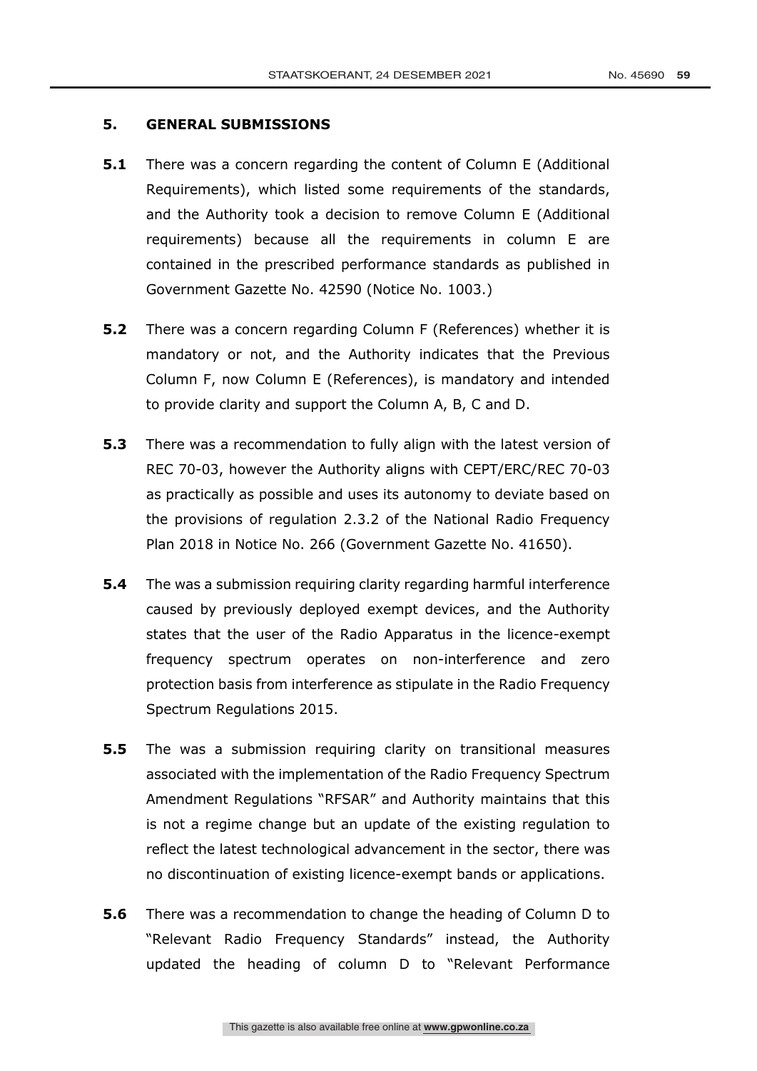## 5. GENERAL SUBMISSIONS

**5.1** There was a concern regarding the content of Column E (Additional Requirements), which listed some requirements of the standards, and the Authority took a decision to remove Column E (Additional requirements) because all the requirements in column E are contained in the prescribed performance standards as published in Government Gazette No. 42590 (Notice No. 1003.)

**5.2** There was a concern regarding Column F (References) whether it is mandatory or not, and the Authority indicates that the Previous Column F, now Column E (References), is mandatory and intended to provide clarity and support the Column A, B, C and D.

**5.3** There was a recommendation to fully align with the latest version of REC 70-03, however the Authority aligns with CEPT/ERC/REC 70-03 as practically as possible and uses its autonomy to deviate based on the provisions of regulation 2.3.2 of the National Radio Frequency Plan 2018 in Notice No. 266 (Government Gazette No. 41650).

**5.4** The was a submission requiring clarity regarding harmful interference caused by previously deployed exempt devices, and the Authority states that the user of the Radio Apparatus in the licence-exempt frequency spectrum operates on non-interference and zero protection basis from interference as stipulate in the Radio Frequency Spectrum Regulations 2015.

**5.5** The was a submission requiring clarity on transitional measures associated with the implementation of the Radio Frequency Spectrum Amendment Regulations "RFSAR" and Authority maintains that this is not a regime change but an update of the existing regulation to reflect the latest technological advancement in the sector, there was no discontinuation of existing licence-exempt bands or applications.

**5.6** There was a recommendation to change the heading of Column D to "Relevant Radio Frequency Standards" instead, the Authority updated the heading of column D to "Relevant Performance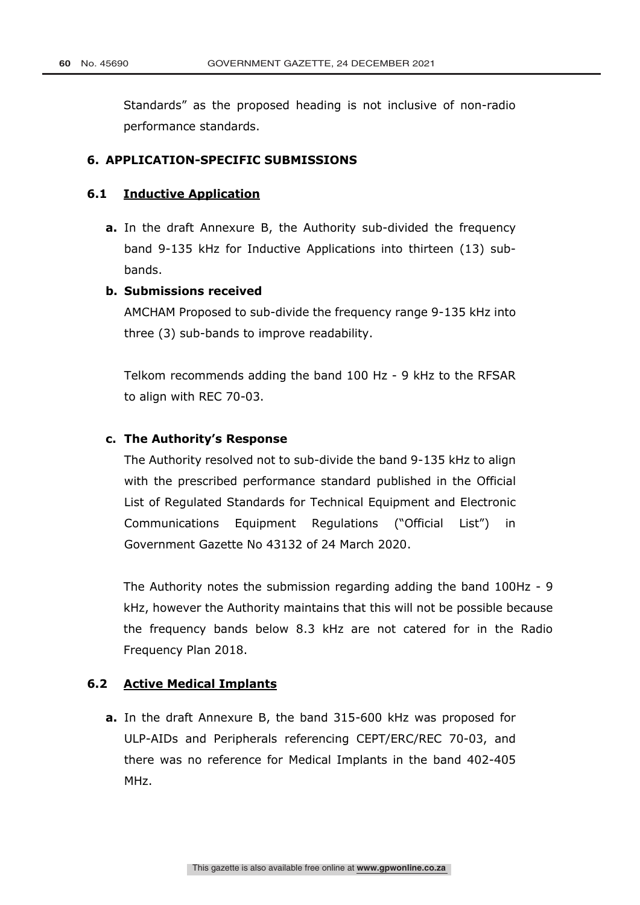Standards" as the proposed heading is not inclusive of non-radio performance standards.

## 6. APPLICATION-SPECIFIC SUBMISSIONS

### 6.1 Inductive Application

**a.** In the draft Annexure B, the Authority sub-divided the frequency band 9-135 kHz for Inductive Applications into thirteen (13) sub-bands.

**b. Submissions received**

AMCHAM Proposed to sub-divide the frequency range 9-135 kHz into three (3) sub-bands to improve readability.

Telkom recommends adding the band 100 Hz - 9 kHz to the RFSAR to align with REC 70-03.

**c. The Authority's Response**

The Authority resolved not to sub-divide the band 9-135 kHz to align with the prescribed performance standard published in the Official List of Regulated Standards for Technical Equipment and Electronic Communications Equipment Regulations ("Official List") in Government Gazette No 43132 of 24 March 2020.

The Authority notes the submission regarding adding the band 100Hz - 9 kHz, however the Authority maintains that this will not be possible because the frequency bands below 8.3 kHz are not catered for in the Radio Frequency Plan 2018.

### 6.2 Active Medical Implants

**a.** In the draft Annexure B, the band 315-600 kHz was proposed for ULP-AIDs and Peripherals referencing CEPT/ERC/REC 70-03, and there was no reference for Medical Implants in the band 402-405 MHz.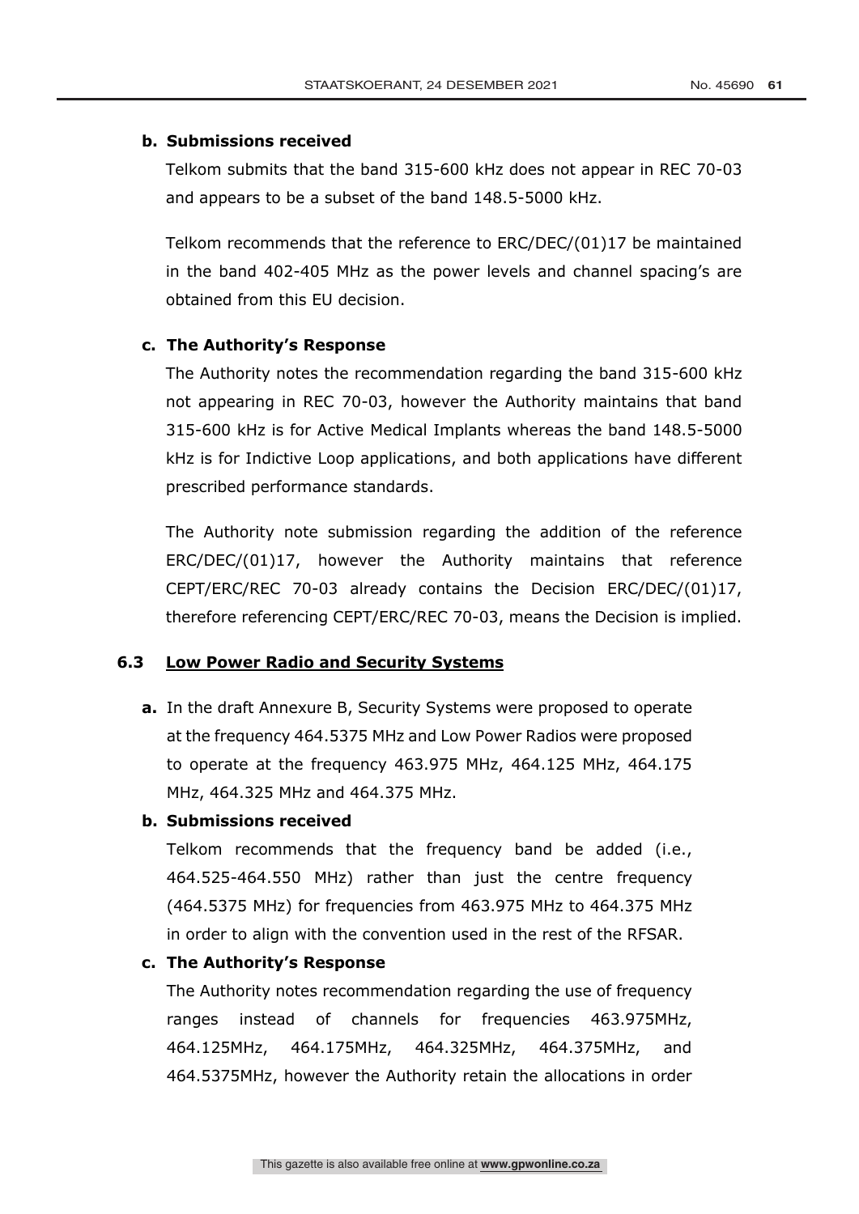**b. Submissions received**

Telkom submits that the band 315-600 kHz does not appear in REC 70-03 and appears to be a subset of the band 148.5-5000 kHz.

Telkom recommends that the reference to ERC/DEC/(01)17 be maintained in the band 402-405 MHz as the power levels and channel spacing's are obtained from this EU decision.

**c. The Authority's Response**

The Authority notes the recommendation regarding the band 315-600 kHz not appearing in REC 70-03, however the Authority maintains that band 315-600 kHz is for Active Medical Implants whereas the band 148.5-5000 kHz is for Indictive Loop applications, and both applications have different prescribed performance standards.

The Authority note submission regarding the addition of the reference ERC/DEC/(01)17, however the Authority maintains that reference CEPT/ERC/REC 70-03 already contains the Decision ERC/DEC/(01)17, therefore referencing CEPT/ERC/REC 70-03, means the Decision is implied.

### 6.3 Low Power Radio and Security Systems

**a.** In the draft Annexure B, Security Systems were proposed to operate at the frequency 464.5375 MHz and Low Power Radios were proposed to operate at the frequency 463.975 MHz, 464.125 MHz, 464.175 MHz, 464.325 MHz and 464.375 MHz.

**b. Submissions received**

Telkom recommends that the frequency band be added (i.e., 464.525-464.550 MHz) rather than just the centre frequency (464.5375 MHz) for frequencies from 463.975 MHz to 464.375 MHz in order to align with the convention used in the rest of the RFSAR.

**c. The Authority's Response**

The Authority notes recommendation regarding the use of frequency ranges instead of channels for frequencies 463.975MHz, 464.125MHz, 464.175MHz, 464.325MHz, 464.375MHz, and 464.5375MHz, however the Authority retain the allocations in order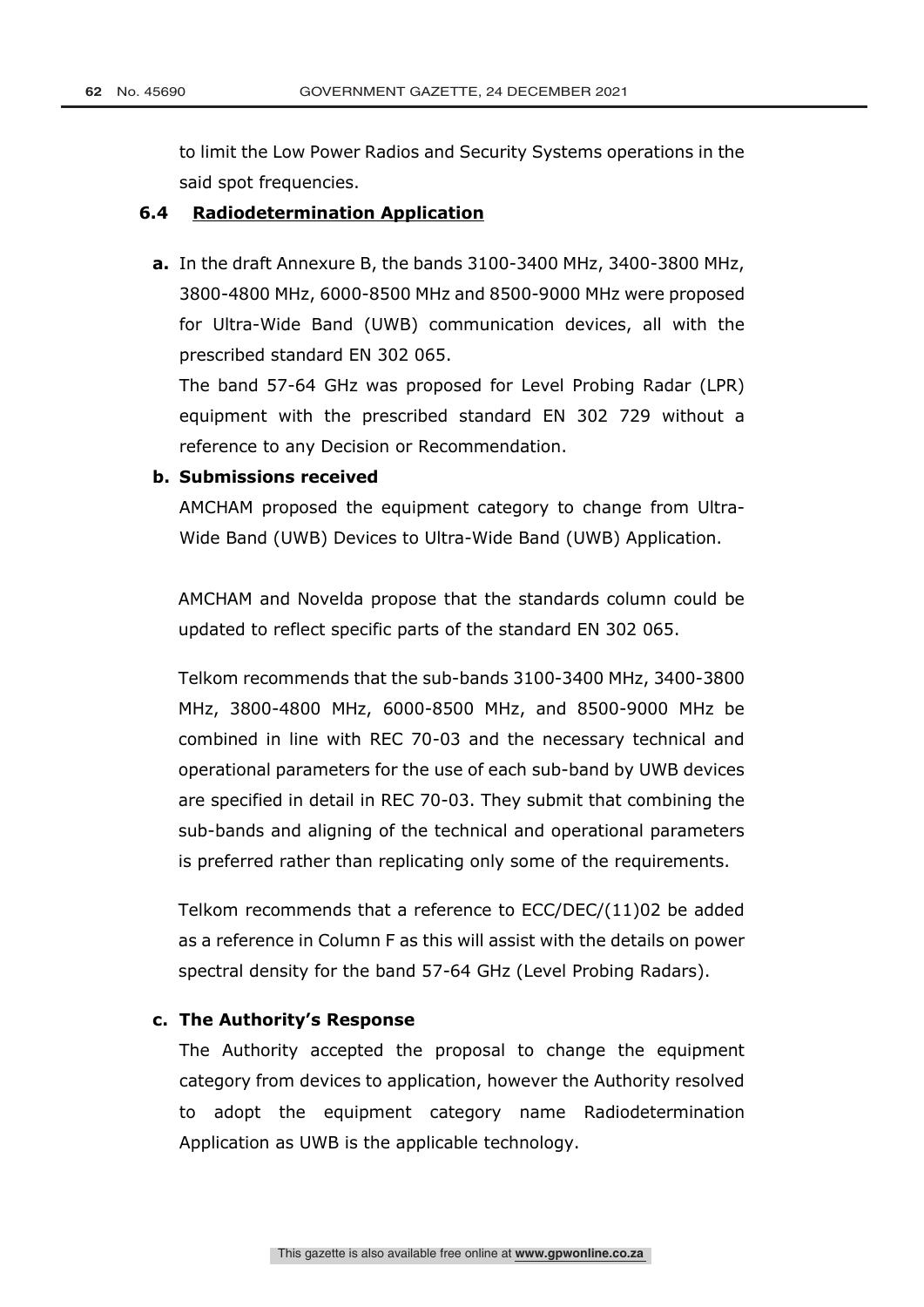to limit the Low Power Radios and Security Systems operations in the said spot frequencies.

### 6.4 Radiodetermination Application

**a.** In the draft Annexure B, the bands 3100-3400 MHz, 3400-3800 MHz, 3800-4800 MHz, 6000-8500 MHz and 8500-9000 MHz were proposed for Ultra-Wide Band (UWB) communication devices, all with the prescribed standard EN 302 065.

The band 57-64 GHz was proposed for Level Probing Radar (LPR) equipment with the prescribed standard EN 302 729 without a reference to any Decision or Recommendation.

**b. Submissions received**

AMCHAM proposed the equipment category to change from Ultra-Wide Band (UWB) Devices to Ultra-Wide Band (UWB) Application.

AMCHAM and Novelda propose that the standards column could be updated to reflect specific parts of the standard EN 302 065.

Telkom recommends that the sub-bands 3100-3400 MHz, 3400-3800 MHz, 3800-4800 MHz, 6000-8500 MHz, and 8500-9000 MHz be combined in line with REC 70-03 and the necessary technical and operational parameters for the use of each sub-band by UWB devices are specified in detail in REC 70-03. They submit that combining the sub-bands and aligning of the technical and operational parameters is preferred rather than replicating only some of the requirements.

Telkom recommends that a reference to ECC/DEC/(11)02 be added as a reference in Column F as this will assist with the details on power spectral density for the band 57-64 GHz (Level Probing Radars).

**c. The Authority's Response**

The Authority accepted the proposal to change the equipment category from devices to application, however the Authority resolved to adopt the equipment category name Radiodetermination Application as UWB is the applicable technology.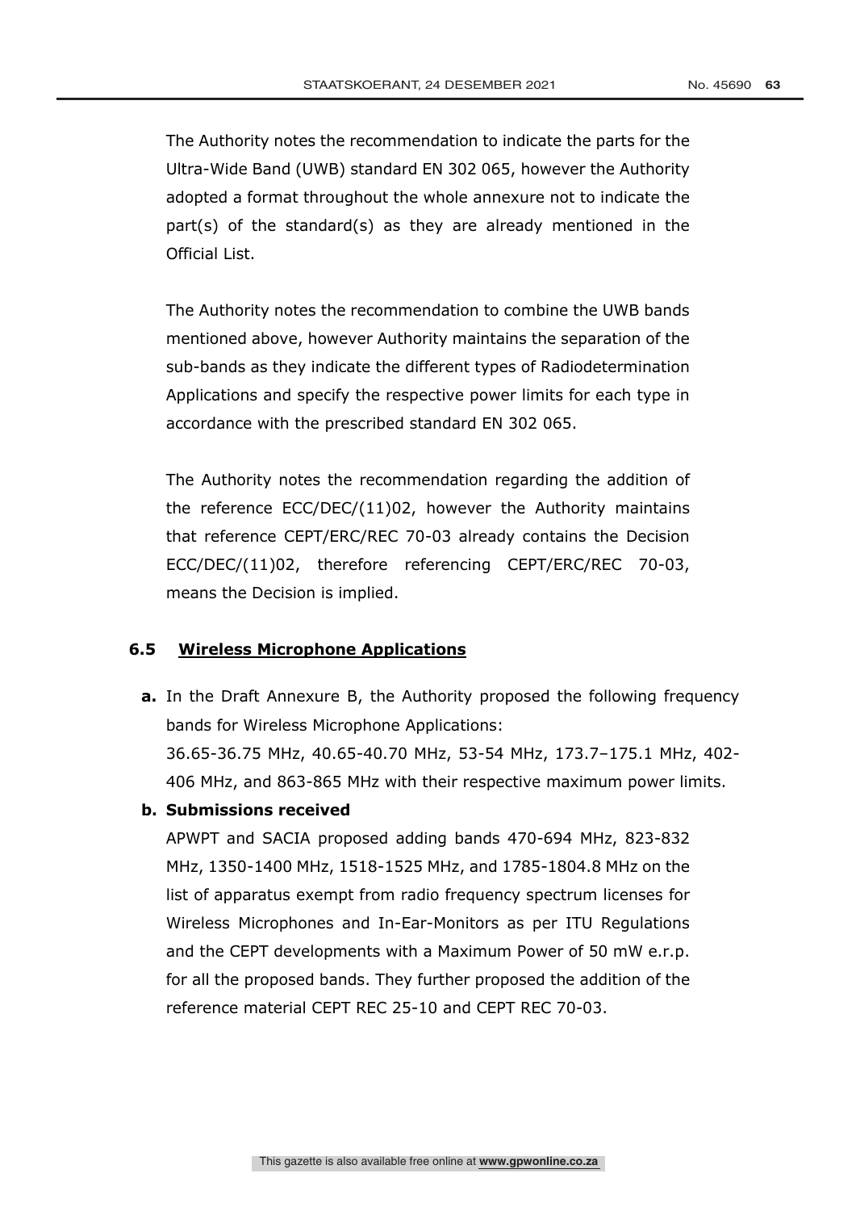The Authority notes the recommendation to indicate the parts for the Ultra-Wide Band (UWB) standard EN 302 065, however the Authority adopted a format throughout the whole annexure not to indicate the part(s) of the standard(s) as they are already mentioned in the Official List.

The Authority notes the recommendation to combine the UWB bands mentioned above, however Authority maintains the separation of the sub-bands as they indicate the different types of Radiodetermination Applications and specify the respective power limits for each type in accordance with the prescribed standard EN 302 065.

The Authority notes the recommendation regarding the addition of the reference ECC/DEC/(11)02, however the Authority maintains that reference CEPT/ERC/REC 70-03 already contains the Decision ECC/DEC/(11)02, therefore referencing CEPT/ERC/REC 70-03, means the Decision is implied.

### 6.5 Wireless Microphone Applications

**a.** In the Draft Annexure B, the Authority proposed the following frequency bands for Wireless Microphone Applications:
36.65-36.75 MHz, 40.65-40.70 MHz, 53-54 MHz, 173.7–175.1 MHz, 402-406 MHz, and 863-865 MHz with their respective maximum power limits.

**b. Submissions received**

APWPT and SACIA proposed adding bands 470-694 MHz, 823-832 MHz, 1350-1400 MHz, 1518-1525 MHz, and 1785-1804.8 MHz on the list of apparatus exempt from radio frequency spectrum licenses for Wireless Microphones and In-Ear-Monitors as per ITU Regulations and the CEPT developments with a Maximum Power of 50 mW e.r.p. for all the proposed bands. They further proposed the addition of the reference material CEPT REC 25-10 and CEPT REC 70-03.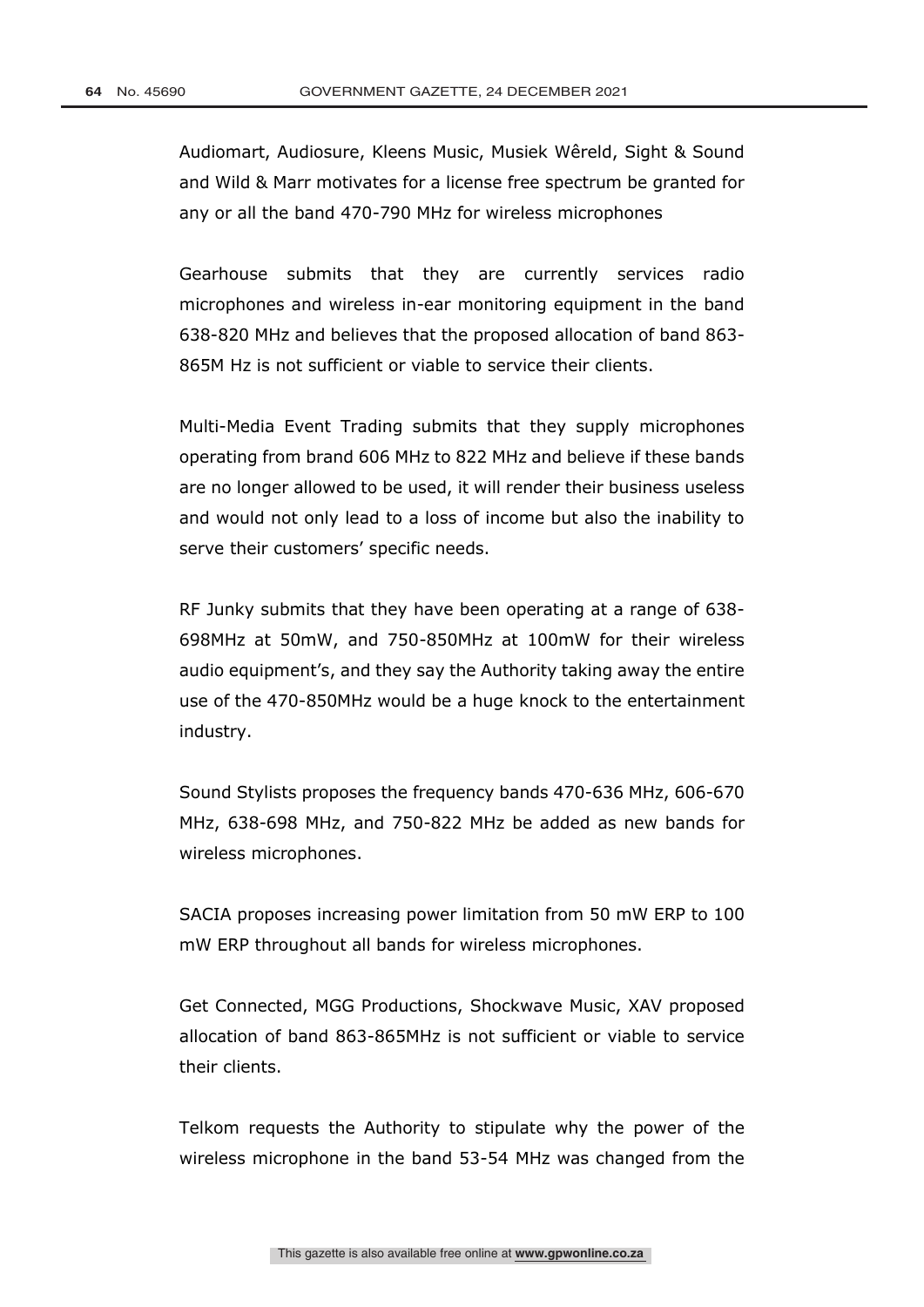Audiomart, Audiosure, Kleens Music, Musiek Wêreld, Sight & Sound and Wild & Marr motivates for a license free spectrum be granted for any or all the band 470-790 MHz for wireless microphones

Gearhouse submits that they are currently services radio microphones and wireless in-ear monitoring equipment in the band 638-820 MHz and believes that the proposed allocation of band 863-865M Hz is not sufficient or viable to service their clients.

Multi-Media Event Trading submits that they supply microphones operating from brand 606 MHz to 822 MHz and believe if these bands are no longer allowed to be used, it will render their business useless and would not only lead to a loss of income but also the inability to serve their customers' specific needs.

RF Junky submits that they have been operating at a range of 638-698MHz at 50mW, and 750-850MHz at 100mW for their wireless audio equipment's, and they say the Authority taking away the entire use of the 470-850MHz would be a huge knock to the entertainment industry.

Sound Stylists proposes the frequency bands 470-636 MHz, 606-670 MHz, 638-698 MHz, and 750-822 MHz be added as new bands for wireless microphones.

SACIA proposes increasing power limitation from 50 mW ERP to 100 mW ERP throughout all bands for wireless microphones.

Get Connected, MGG Productions, Shockwave Music, XAV proposed allocation of band 863-865MHz is not sufficient or viable to service their clients.

Telkom requests the Authority to stipulate why the power of the wireless microphone in the band 53-54 MHz was changed from the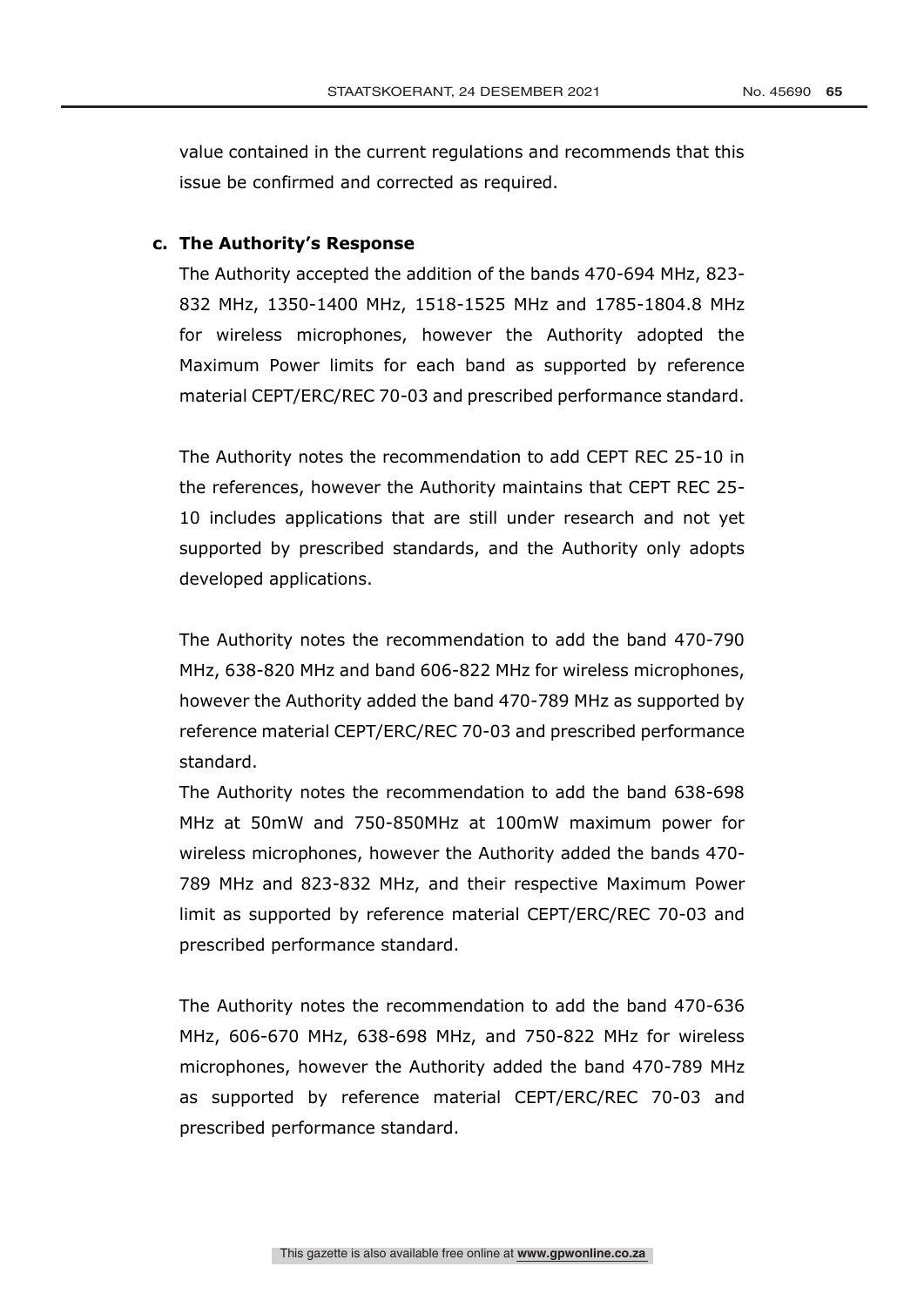value contained in the current regulations and recommends that this issue be confirmed and corrected as required.

**c. The Authority's Response**

The Authority accepted the addition of the bands 470-694 MHz, 823-832 MHz, 1350-1400 MHz, 1518-1525 MHz and 1785-1804.8 MHz for wireless microphones, however the Authority adopted the Maximum Power limits for each band as supported by reference material CEPT/ERC/REC 70-03 and prescribed performance standard.

The Authority notes the recommendation to add CEPT REC 25-10 in the references, however the Authority maintains that CEPT REC 25-10 includes applications that are still under research and not yet supported by prescribed standards, and the Authority only adopts developed applications.

The Authority notes the recommendation to add the band 470-790 MHz, 638-820 MHz and band 606-822 MHz for wireless microphones, however the Authority added the band 470-789 MHz as supported by reference material CEPT/ERC/REC 70-03 and prescribed performance standard.

The Authority notes the recommendation to add the band 638-698 MHz at 50mW and 750-850MHz at 100mW maximum power for wireless microphones, however the Authority added the bands 470-789 MHz and 823-832 MHz, and their respective Maximum Power limit as supported by reference material CEPT/ERC/REC 70-03 and prescribed performance standard.

The Authority notes the recommendation to add the band 470-636 MHz, 606-670 MHz, 638-698 MHz, and 750-822 MHz for wireless microphones, however the Authority added the band 470-789 MHz as supported by reference material CEPT/ERC/REC 70-03 and prescribed performance standard.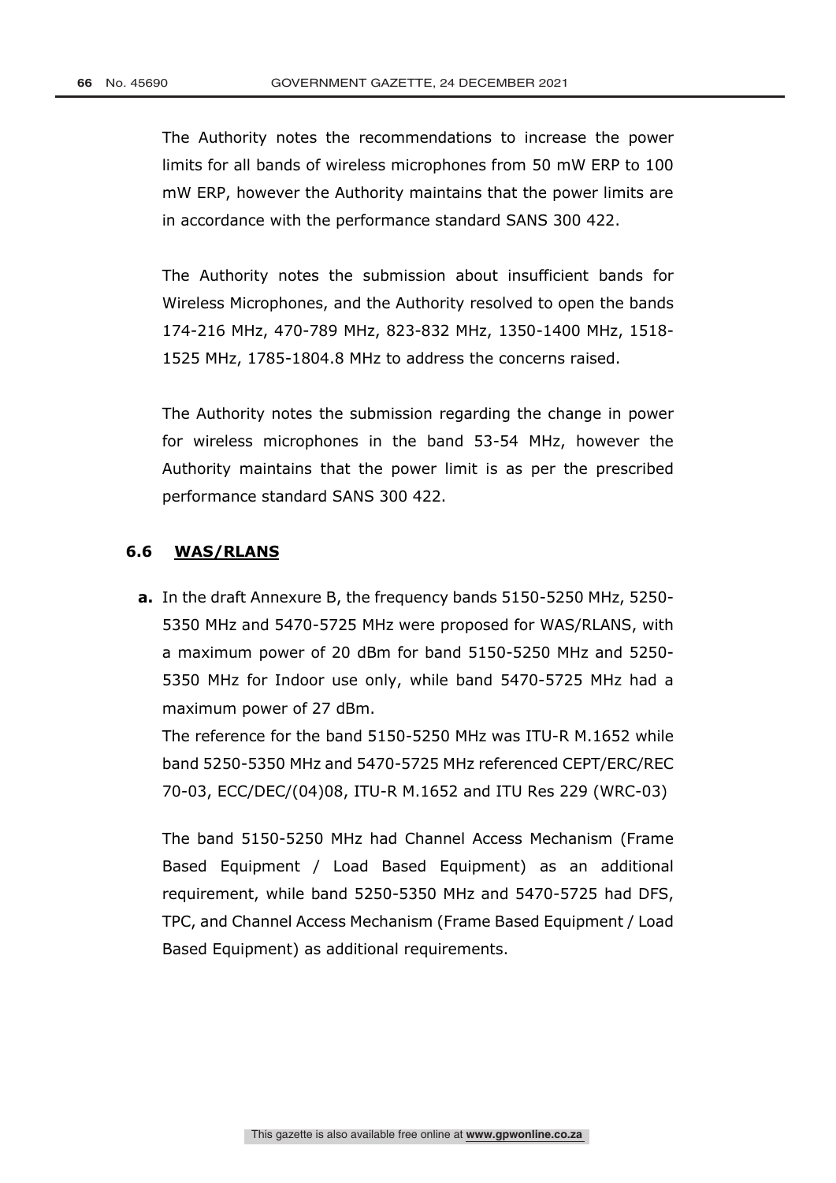The Authority notes the recommendations to increase the power limits for all bands of wireless microphones from 50 mW ERP to 100 mW ERP, however the Authority maintains that the power limits are in accordance with the performance standard SANS 300 422.

The Authority notes the submission about insufficient bands for Wireless Microphones, and the Authority resolved to open the bands 174-216 MHz, 470-789 MHz, 823-832 MHz, 1350-1400 MHz, 1518-1525 MHz, 1785-1804.8 MHz to address the concerns raised.

The Authority notes the submission regarding the change in power for wireless microphones in the band 53-54 MHz, however the Authority maintains that the power limit is as per the prescribed performance standard SANS 300 422.

### 6.6 WAS/RLANS

**a.** In the draft Annexure B, the frequency bands 5150-5250 MHz, 5250-5350 MHz and 5470-5725 MHz were proposed for WAS/RLANS, with a maximum power of 20 dBm for band 5150-5250 MHz and 5250-5350 MHz for Indoor use only, while band 5470-5725 MHz had a maximum power of 27 dBm.

The reference for the band 5150-5250 MHz was ITU-R M.1652 while band 5250-5350 MHz and 5470-5725 MHz referenced CEPT/ERC/REC 70-03, ECC/DEC/(04)08, ITU-R M.1652 and ITU Res 229 (WRC-03)

The band 5150-5250 MHz had Channel Access Mechanism (Frame Based Equipment / Load Based Equipment) as an additional requirement, while band 5250-5350 MHz and 5470-5725 had DFS, TPC, and Channel Access Mechanism (Frame Based Equipment / Load Based Equipment) as additional requirements.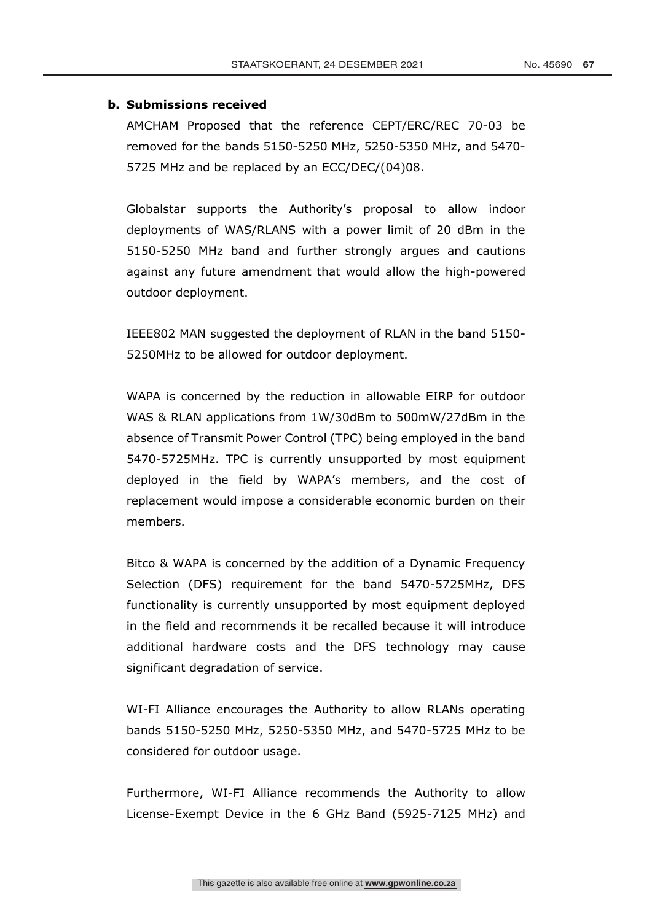**b. Submissions received**

AMCHAM Proposed that the reference CEPT/ERC/REC 70-03 be removed for the bands 5150-5250 MHz, 5250-5350 MHz, and 5470-5725 MHz and be replaced by an ECC/DEC/(04)08.

Globalstar supports the Authority's proposal to allow indoor deployments of WAS/RLANS with a power limit of 20 dBm in the 5150-5250 MHz band and further strongly argues and cautions against any future amendment that would allow the high-powered outdoor deployment.

IEEE802 MAN suggested the deployment of RLAN in the band 5150-5250MHz to be allowed for outdoor deployment.

WAPA is concerned by the reduction in allowable EIRP for outdoor WAS & RLAN applications from 1W/30dBm to 500mW/27dBm in the absence of Transmit Power Control (TPC) being employed in the band 5470-5725MHz. TPC is currently unsupported by most equipment deployed in the field by WAPA's members, and the cost of replacement would impose a considerable economic burden on their members.

Bitco & WAPA is concerned by the addition of a Dynamic Frequency Selection (DFS) requirement for the band 5470-5725MHz, DFS functionality is currently unsupported by most equipment deployed in the field and recommends it be recalled because it will introduce additional hardware costs and the DFS technology may cause significant degradation of service.

WI-FI Alliance encourages the Authority to allow RLANs operating bands 5150-5250 MHz, 5250-5350 MHz, and 5470-5725 MHz to be considered for outdoor usage.

Furthermore, WI-FI Alliance recommends the Authority to allow License-Exempt Device in the 6 GHz Band (5925-7125 MHz) and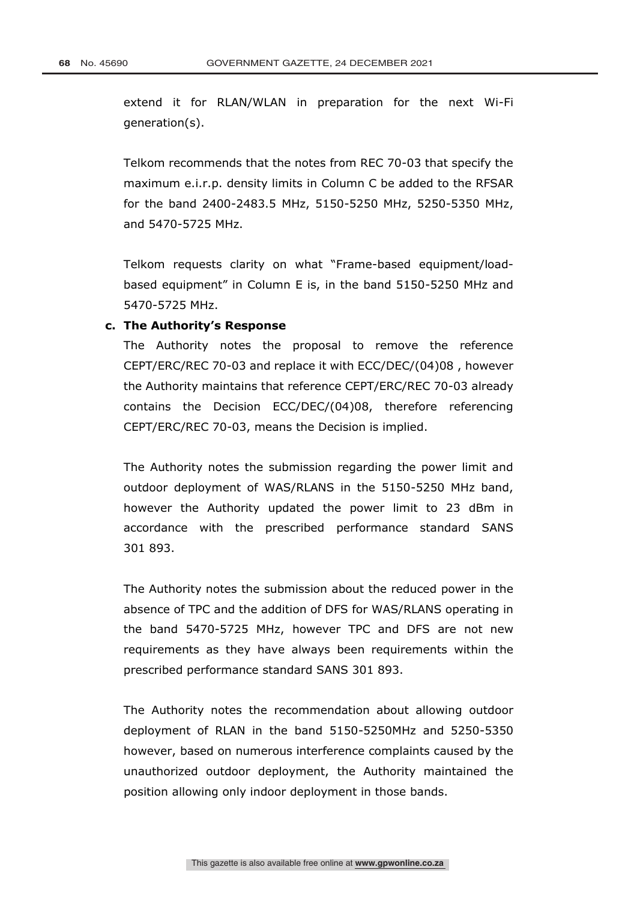extend it for RLAN/WLAN in preparation for the next Wi-Fi generation(s).

Telkom recommends that the notes from REC 70-03 that specify the maximum e.i.r.p. density limits in Column C be added to the RFSAR for the band 2400-2483.5 MHz, 5150-5250 MHz, 5250-5350 MHz, and 5470-5725 MHz.

Telkom requests clarity on what "Frame-based equipment/load-based equipment" in Column E is, in the band 5150-5250 MHz and 5470-5725 MHz.

**c. The Authority's Response**

The Authority notes the proposal to remove the reference CEPT/ERC/REC 70-03 and replace it with ECC/DEC/(04)08 , however the Authority maintains that reference CEPT/ERC/REC 70-03 already contains the Decision ECC/DEC/(04)08, therefore referencing CEPT/ERC/REC 70-03, means the Decision is implied.

The Authority notes the submission regarding the power limit and outdoor deployment of WAS/RLANS in the 5150-5250 MHz band, however the Authority updated the power limit to 23 dBm in accordance with the prescribed performance standard SANS 301 893.

The Authority notes the submission about the reduced power in the absence of TPC and the addition of DFS for WAS/RLANS operating in the band 5470-5725 MHz, however TPC and DFS are not new requirements as they have always been requirements within the prescribed performance standard SANS 301 893.

The Authority notes the recommendation about allowing outdoor deployment of RLAN in the band 5150-5250MHz and 5250-5350 however, based on numerous interference complaints caused by the unauthorized outdoor deployment, the Authority maintained the position allowing only indoor deployment in those bands.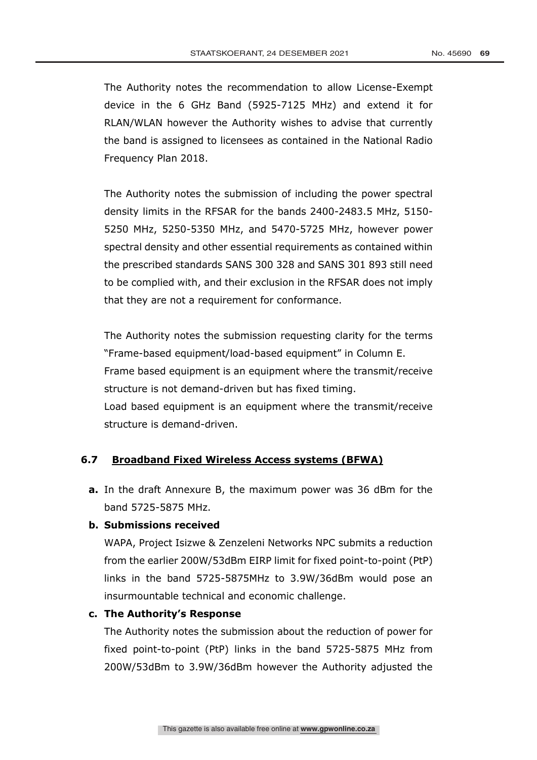The Authority notes the recommendation to allow License-Exempt device in the 6 GHz Band (5925-7125 MHz) and extend it for RLAN/WLAN however the Authority wishes to advise that currently the band is assigned to licensees as contained in the National Radio Frequency Plan 2018.

The Authority notes the submission of including the power spectral density limits in the RFSAR for the bands 2400-2483.5 MHz, 5150-5250 MHz, 5250-5350 MHz, and 5470-5725 MHz, however power spectral density and other essential requirements as contained within the prescribed standards SANS 300 328 and SANS 301 893 still need to be complied with, and their exclusion in the RFSAR does not imply that they are not a requirement for conformance.

The Authority notes the submission requesting clarity for the terms "Frame-based equipment/load-based equipment" in Column E.
Frame based equipment is an equipment where the transmit/receive structure is not demand-driven but has fixed timing.
Load based equipment is an equipment where the transmit/receive structure is demand-driven.

### 6.7 Broadband Fixed Wireless Access systems (BFWA)

**a.** In the draft Annexure B, the maximum power was 36 dBm for the band 5725-5875 MHz.

**b. Submissions received**

WAPA, Project Isizwe & Zenzeleni Networks NPC submits a reduction from the earlier 200W/53dBm EIRP limit for fixed point-to-point (PtP) links in the band 5725-5875MHz to 3.9W/36dBm would pose an insurmountable technical and economic challenge.

**c. The Authority's Response**

The Authority notes the submission about the reduction of power for fixed point-to-point (PtP) links in the band 5725-5875 MHz from 200W/53dBm to 3.9W/36dBm however the Authority adjusted the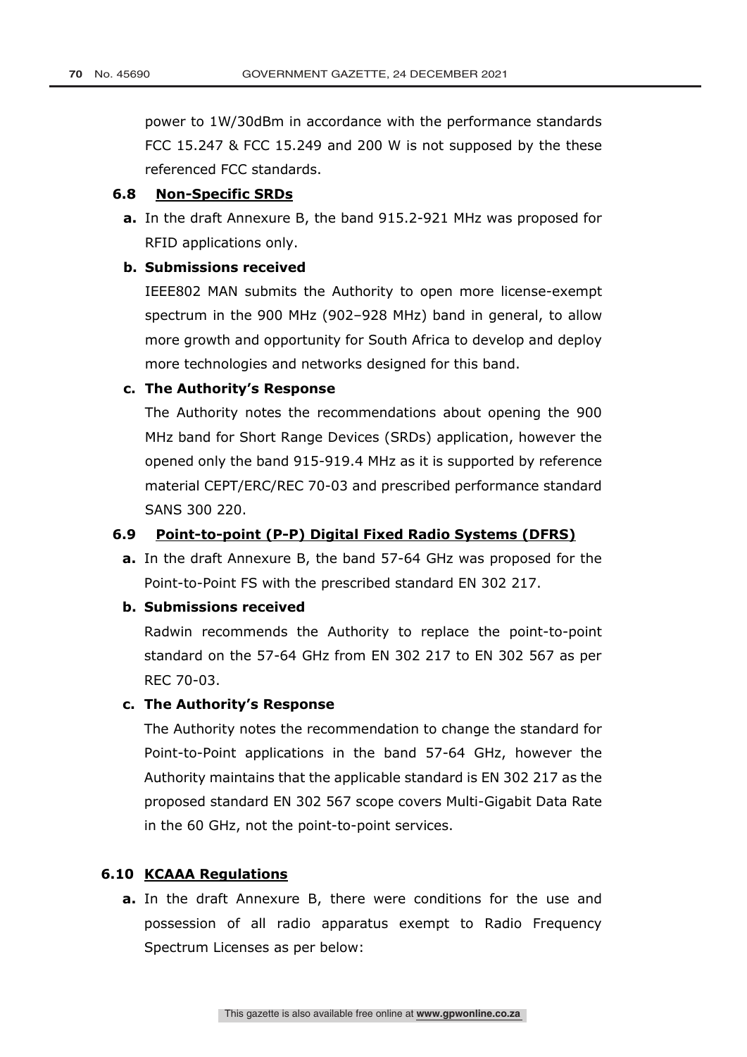power to 1W/30dBm in accordance with the performance standards FCC 15.247 & FCC 15.249 and 200 W is not supposed by the these referenced FCC standards.

### 6.8 Non-Specific SRDs

**a.** In the draft Annexure B, the band 915.2-921 MHz was proposed for RFID applications only.

**b. Submissions received**

IEEE802 MAN submits the Authority to open more license-exempt spectrum in the 900 MHz (902–928 MHz) band in general, to allow more growth and opportunity for South Africa to develop and deploy more technologies and networks designed for this band.

**c. The Authority's Response**

The Authority notes the recommendations about opening the 900 MHz band for Short Range Devices (SRDs) application, however the opened only the band 915-919.4 MHz as it is supported by reference material CEPT/ERC/REC 70-03 and prescribed performance standard SANS 300 220.

### 6.9 Point-to-point (P-P) Digital Fixed Radio Systems (DFRS)

**a.** In the draft Annexure B, the band 57-64 GHz was proposed for the Point-to-Point FS with the prescribed standard EN 302 217.

**b. Submissions received**

Radwin recommends the Authority to replace the point-to-point standard on the 57-64 GHz from EN 302 217 to EN 302 567 as per REC 70-03.

**c. The Authority's Response**

The Authority notes the recommendation to change the standard for Point-to-Point applications in the band 57-64 GHz, however the Authority maintains that the applicable standard is EN 302 217 as the proposed standard EN 302 567 scope covers Multi-Gigabit Data Rate in the 60 GHz, not the point-to-point services.

### 6.10 KCAAA Regulations

**a.** In the draft Annexure B, there were conditions for the use and possession of all radio apparatus exempt to Radio Frequency Spectrum Licenses as per below: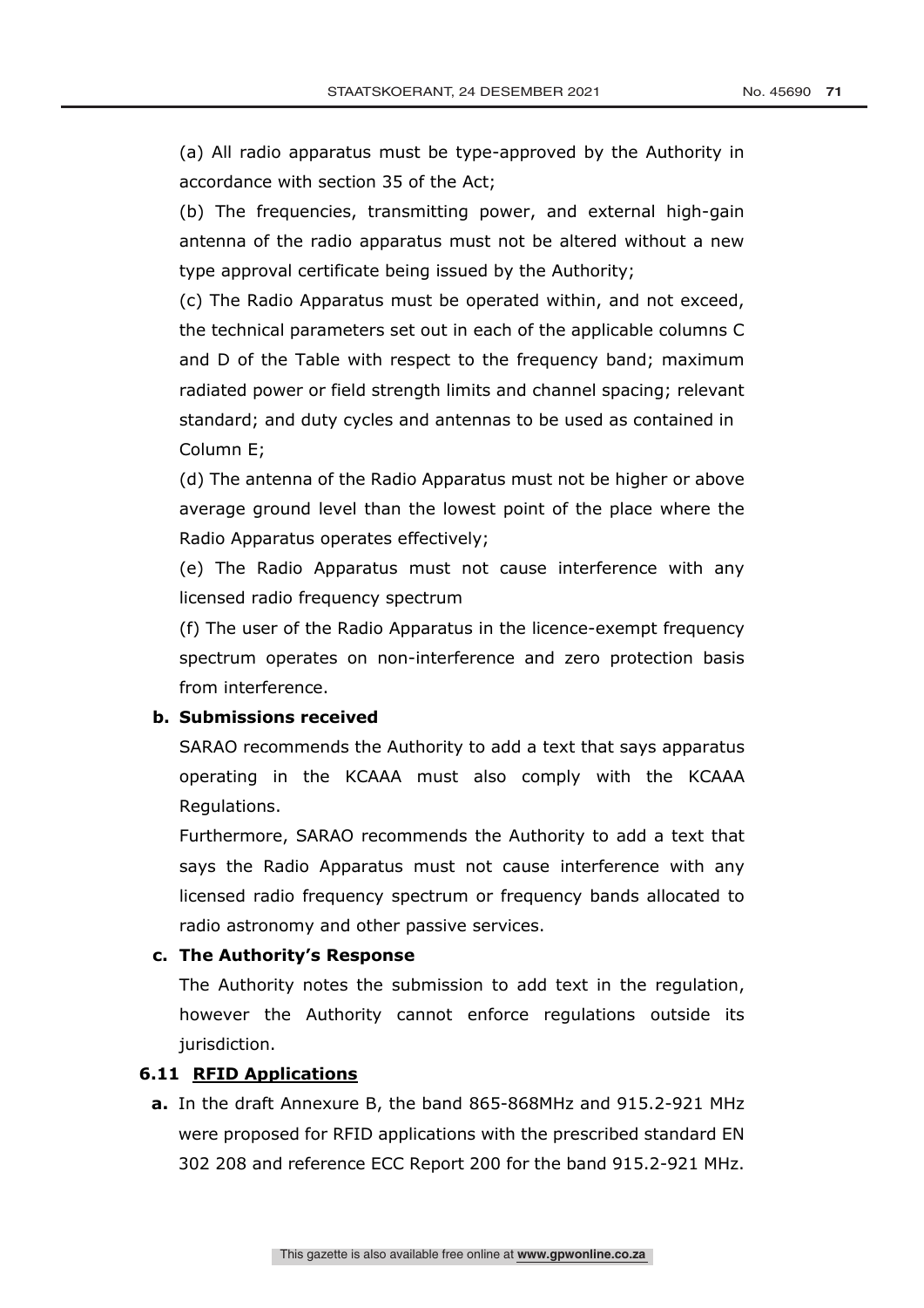(a) All radio apparatus must be type-approved by the Authority in accordance with section 35 of the Act;

(b) The frequencies, transmitting power, and external high-gain antenna of the radio apparatus must not be altered without a new type approval certificate being issued by the Authority;

(c) The Radio Apparatus must be operated within, and not exceed, the technical parameters set out in each of the applicable columns C and D of the Table with respect to the frequency band; maximum radiated power or field strength limits and channel spacing; relevant standard; and duty cycles and antennas to be used as contained in Column E;

(d) The antenna of the Radio Apparatus must not be higher or above average ground level than the lowest point of the place where the Radio Apparatus operates effectively;

(e) The Radio Apparatus must not cause interference with any licensed radio frequency spectrum

(f) The user of the Radio Apparatus in the licence-exempt frequency spectrum operates on non-interference and zero protection basis from interference.

**b. Submissions received**

SARAO recommends the Authority to add a text that says apparatus operating in the KCAAA must also comply with the KCAAA Regulations.

Furthermore, SARAO recommends the Authority to add a text that says the Radio Apparatus must not cause interference with any licensed radio frequency spectrum or frequency bands allocated to radio astronomy and other passive services.

**c. The Authority's Response**

The Authority notes the submission to add text in the regulation, however the Authority cannot enforce regulations outside its jurisdiction.

### 6.11 RFID Applications

**a.** In the draft Annexure B, the band 865-868MHz and 915.2-921 MHz were proposed for RFID applications with the prescribed standard EN 302 208 and reference ECC Report 200 for the band 915.2-921 MHz.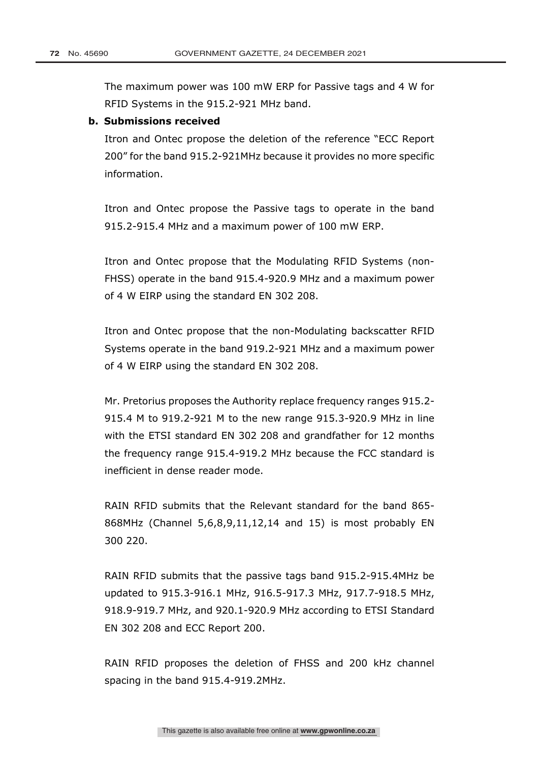The maximum power was 100 mW ERP for Passive tags and 4 W for RFID Systems in the 915.2-921 MHz band.

**b. Submissions received**

Itron and Ontec propose the deletion of the reference "ECC Report 200" for the band 915.2-921MHz because it provides no more specific information.

Itron and Ontec propose the Passive tags to operate in the band 915.2-915.4 MHz and a maximum power of 100 mW ERP.

Itron and Ontec propose that the Modulating RFID Systems (non-FHSS) operate in the band 915.4-920.9 MHz and a maximum power of 4 W EIRP using the standard EN 302 208.

Itron and Ontec propose that the non-Modulating backscatter RFID Systems operate in the band 919.2-921 MHz and a maximum power of 4 W EIRP using the standard EN 302 208.

Mr. Pretorius proposes the Authority replace frequency ranges 915.2-915.4 M to 919.2-921 M to the new range 915.3-920.9 MHz in line with the ETSI standard EN 302 208 and grandfather for 12 months the frequency range 915.4-919.2 MHz because the FCC standard is inefficient in dense reader mode.

RAIN RFID submits that the Relevant standard for the band 865-868MHz (Channel 5,6,8,9,11,12,14 and 15) is most probably EN 300 220.

RAIN RFID submits that the passive tags band 915.2-915.4MHz be updated to 915.3-916.1 MHz, 916.5-917.3 MHz, 917.7-918.5 MHz, 918.9-919.7 MHz, and 920.1-920.9 MHz according to ETSI Standard EN 302 208 and ECC Report 200.

RAIN RFID proposes the deletion of FHSS and 200 kHz channel spacing in the band 915.4-919.2MHz.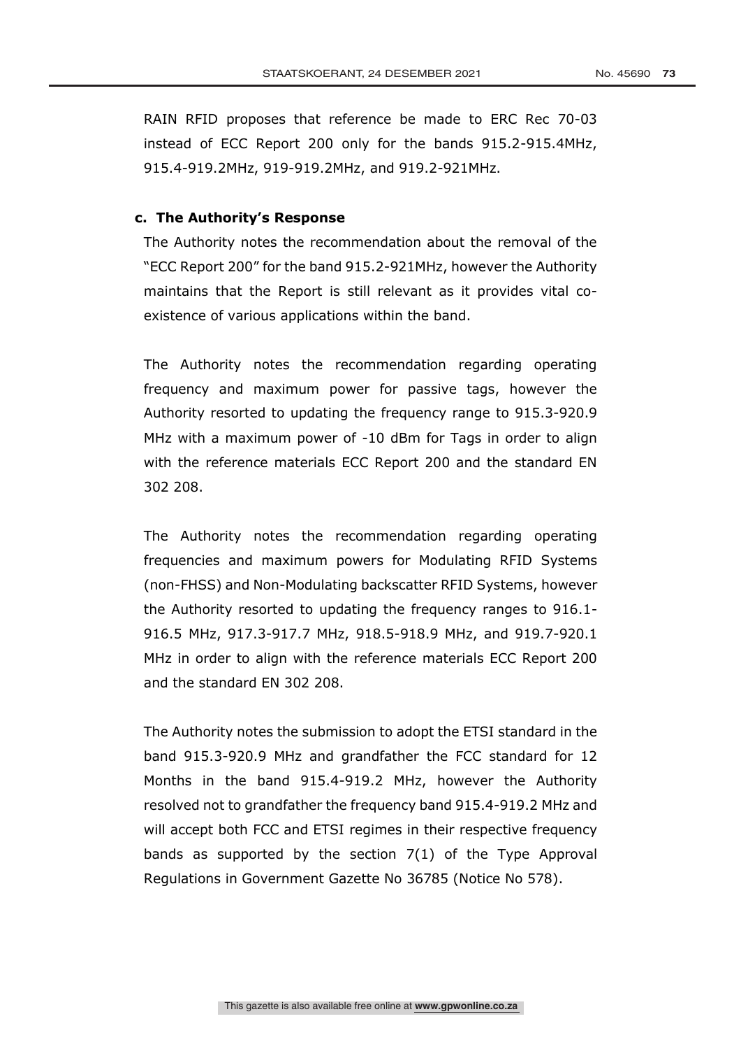RAIN RFID proposes that reference be made to ERC Rec 70-03 instead of ECC Report 200 only for the bands 915.2-915.4MHz, 915.4-919.2MHz, 919-919.2MHz, and 919.2-921MHz.

**c. The Authority's Response**

The Authority notes the recommendation about the removal of the "ECC Report 200" for the band 915.2-921MHz, however the Authority maintains that the Report is still relevant as it provides vital co-existence of various applications within the band.

The Authority notes the recommendation regarding operating frequency and maximum power for passive tags, however the Authority resorted to updating the frequency range to 915.3-920.9 MHz with a maximum power of -10 dBm for Tags in order to align with the reference materials ECC Report 200 and the standard EN 302 208.

The Authority notes the recommendation regarding operating frequencies and maximum powers for Modulating RFID Systems (non-FHSS) and Non-Modulating backscatter RFID Systems, however the Authority resorted to updating the frequency ranges to 916.1-916.5 MHz, 917.3-917.7 MHz, 918.5-918.9 MHz, and 919.7-920.1 MHz in order to align with the reference materials ECC Report 200 and the standard EN 302 208.

The Authority notes the submission to adopt the ETSI standard in the band 915.3-920.9 MHz and grandfather the FCC standard for 12 Months in the band 915.4-919.2 MHz, however the Authority resolved not to grandfather the frequency band 915.4-919.2 MHz and will accept both FCC and ETSI regimes in their respective frequency bands as supported by the section 7(1) of the Type Approval Regulations in Government Gazette No 36785 (Notice No 578).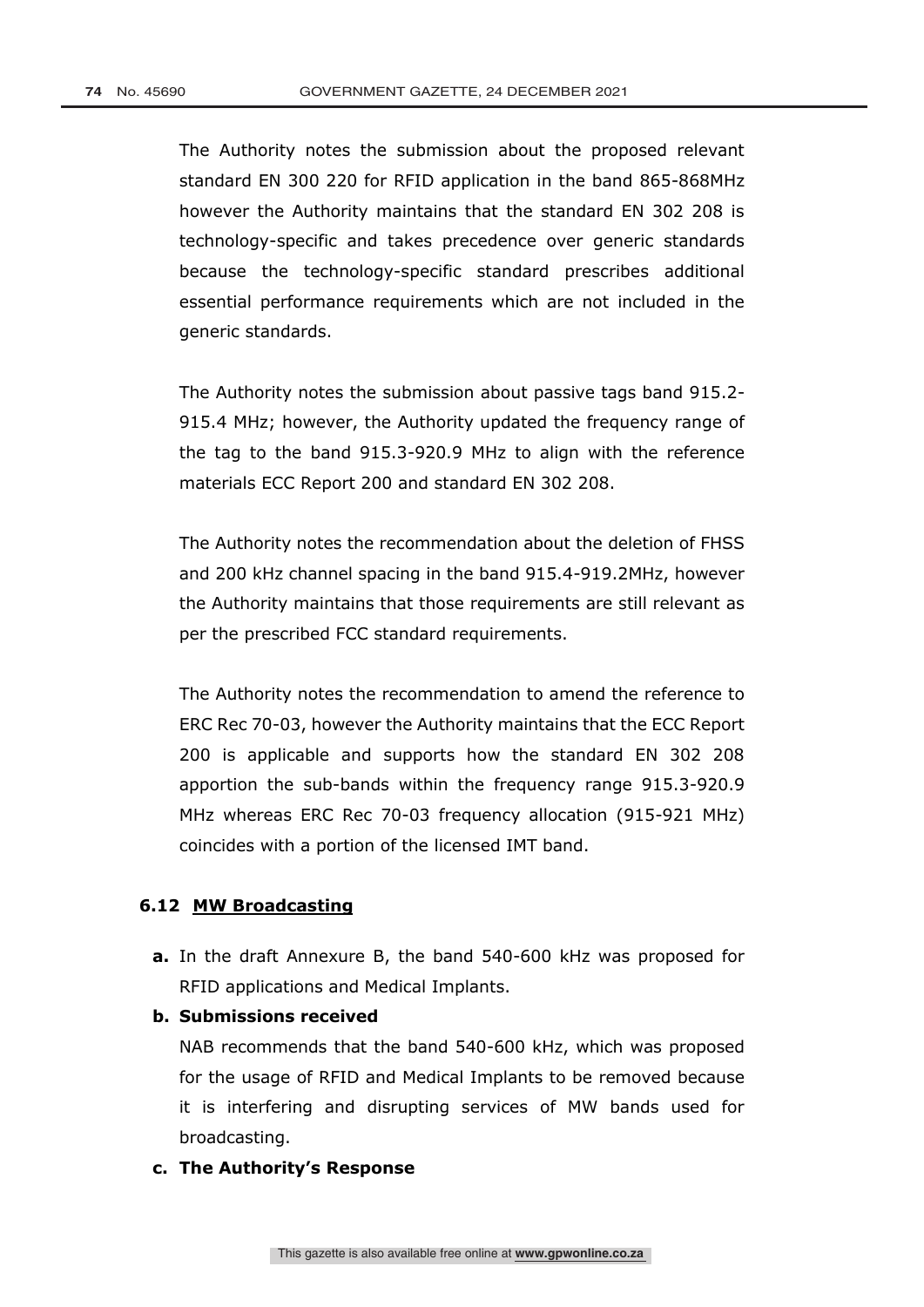The Authority notes the submission about the proposed relevant standard EN 300 220 for RFID application in the band 865-868MHz however the Authority maintains that the standard EN 302 208 is technology-specific and takes precedence over generic standards because the technology-specific standard prescribes additional essential performance requirements which are not included in the generic standards.

The Authority notes the submission about passive tags band 915.2-915.4 MHz; however, the Authority updated the frequency range of the tag to the band 915.3-920.9 MHz to align with the reference materials ECC Report 200 and standard EN 302 208.

The Authority notes the recommendation about the deletion of FHSS and 200 kHz channel spacing in the band 915.4-919.2MHz, however the Authority maintains that those requirements are still relevant as per the prescribed FCC standard requirements.

The Authority notes the recommendation to amend the reference to ERC Rec 70-03, however the Authority maintains that the ECC Report 200 is applicable and supports how the standard EN 302 208 apportion the sub-bands within the frequency range 915.3-920.9 MHz whereas ERC Rec 70-03 frequency allocation (915-921 MHz) coincides with a portion of the licensed IMT band.

### 6.12 MW Broadcasting

**a.** In the draft Annexure B, the band 540-600 kHz was proposed for RFID applications and Medical Implants.

**b. Submissions received**

NAB recommends that the band 540-600 kHz, which was proposed for the usage of RFID and Medical Implants to be removed because it is interfering and disrupting services of MW bands used for broadcasting.

**c. The Authority's Response**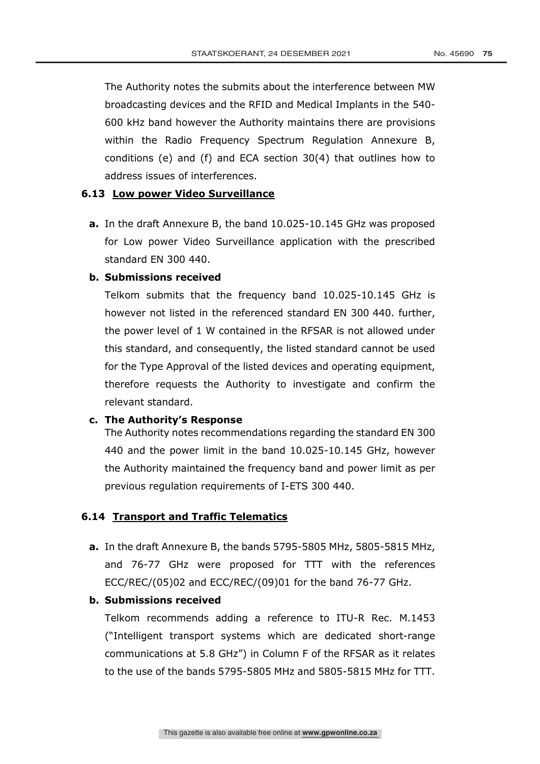The Authority notes the submits about the interference between MW broadcasting devices and the RFID and Medical Implants in the 540-600 kHz band however the Authority maintains there are provisions within the Radio Frequency Spectrum Regulation Annexure B, conditions (e) and (f) and ECA section 30(4) that outlines how to address issues of interferences.

### 6.13 Low power Video Surveillance

**a.** In the draft Annexure B, the band 10.025-10.145 GHz was proposed for Low power Video Surveillance application with the prescribed standard EN 300 440.

**b. Submissions received**

Telkom submits that the frequency band 10.025-10.145 GHz is however not listed in the referenced standard EN 300 440. further, the power level of 1 W contained in the RFSAR is not allowed under this standard, and consequently, the listed standard cannot be used for the Type Approval of the listed devices and operating equipment, therefore requests the Authority to investigate and confirm the relevant standard.

**c. The Authority's Response**

The Authority notes recommendations regarding the standard EN 300 440 and the power limit in the band 10.025-10.145 GHz, however the Authority maintained the frequency band and power limit as per previous regulation requirements of I-ETS 300 440.

### 6.14 Transport and Traffic Telematics

**a.** In the draft Annexure B, the bands 5795-5805 MHz, 5805-5815 MHz, and 76-77 GHz were proposed for TTT with the references ECC/REC/(05)02 and ECC/REC/(09)01 for the band 76-77 GHz.

**b. Submissions received**

Telkom recommends adding a reference to ITU-R Rec. M.1453 ("Intelligent transport systems which are dedicated short-range communications at 5.8 GHz") in Column F of the RFSAR as it relates to the use of the bands 5795-5805 MHz and 5805-5815 MHz for TTT.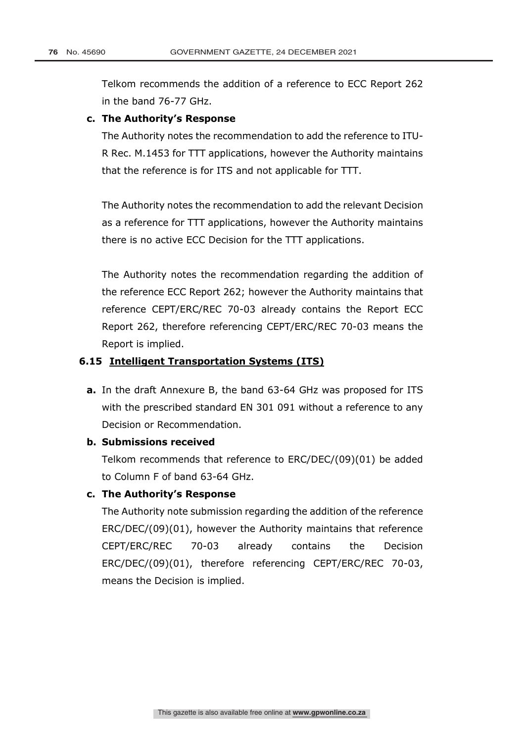Telkom recommends the addition of a reference to ECC Report 262 in the band 76-77 GHz.

**c. The Authority's Response**

The Authority notes the recommendation to add the reference to ITU-R Rec. M.1453 for TTT applications, however the Authority maintains that the reference is for ITS and not applicable for TTT.

The Authority notes the recommendation to add the relevant Decision as a reference for TTT applications, however the Authority maintains there is no active ECC Decision for the TTT applications.

The Authority notes the recommendation regarding the addition of the reference ECC Report 262; however the Authority maintains that reference CEPT/ERC/REC 70-03 already contains the Report ECC Report 262, therefore referencing CEPT/ERC/REC 70-03 means the Report is implied.

### 6.15 <u>Intelligent Transportation Systems (ITS)</u>

**a.** In the draft Annexure B, the band 63-64 GHz was proposed for ITS with the prescribed standard EN 301 091 without a reference to any Decision or Recommendation.

**b. Submissions received**

Telkom recommends that reference to ERC/DEC/(09)(01) be added to Column F of band 63-64 GHz.

**c. The Authority's Response**

The Authority note submission regarding the addition of the reference ERC/DEC/(09)(01), however the Authority maintains that reference CEPT/ERC/REC 70-03 already contains the Decision ERC/DEC/(09)(01), therefore referencing CEPT/ERC/REC 70-03, means the Decision is implied.